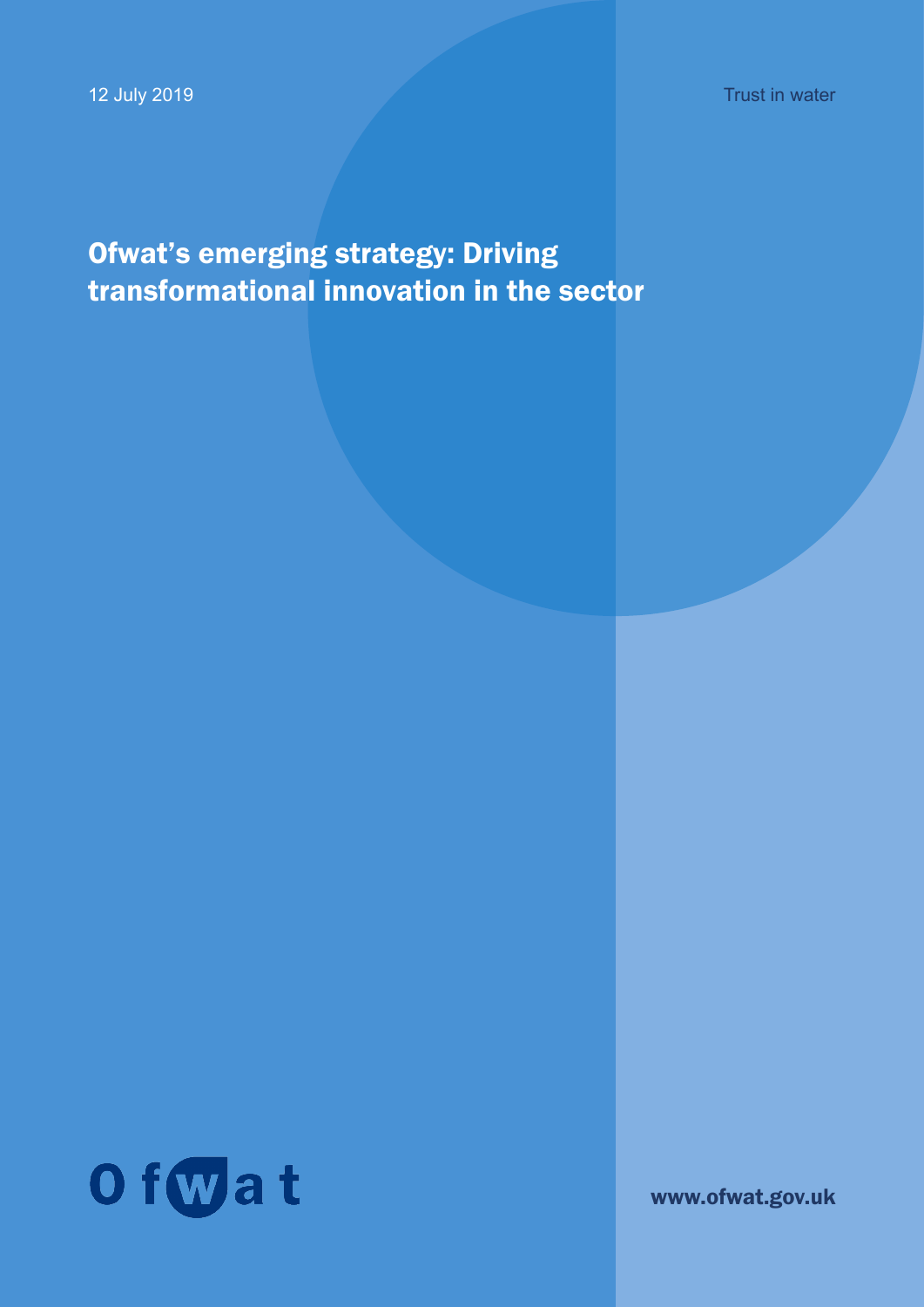12 July 2019

Trust in water

# Ofwat's emerging strategy: Driving transformational innovation in the sector

Ofwat

www.ofwat.gov.uk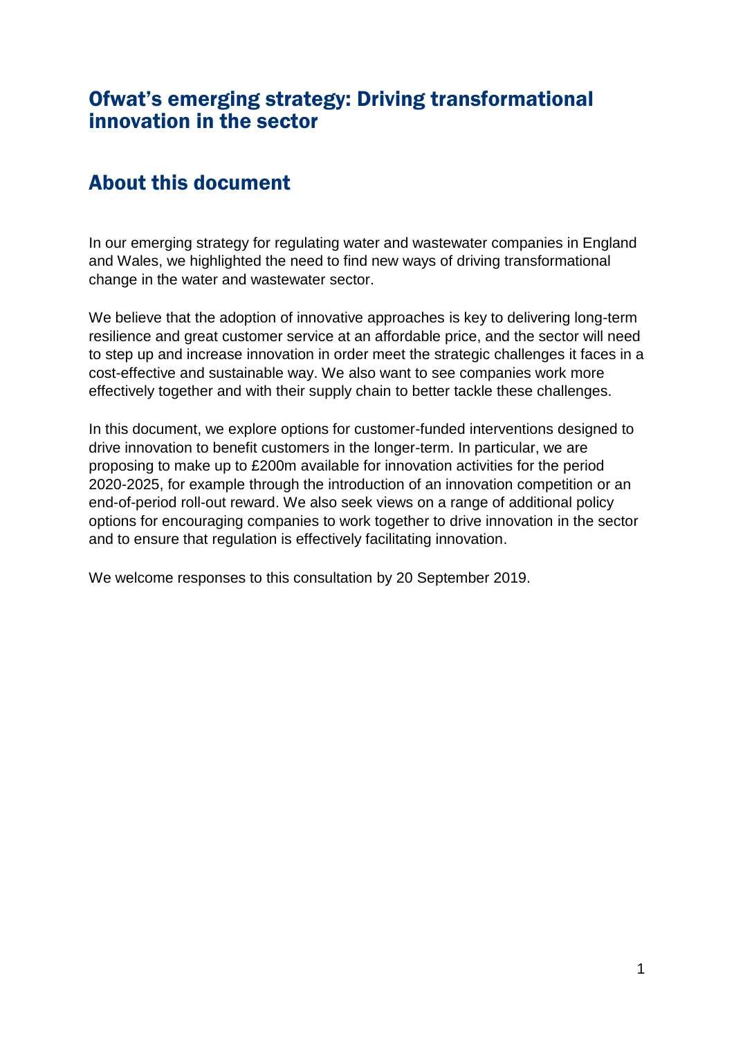# Ofwat's emerging strategy: Driving transformational innovation in the sector

## About this document

In our emerging strategy for regulating water and wastewater companies in England and Wales, we highlighted the need to find new ways of driving transformational change in the water and wastewater sector.

We believe that the adoption of innovative approaches is key to delivering long-term resilience and great customer service at an affordable price, and the sector will need to step up and increase innovation in order meet the strategic challenges it faces in a cost-effective and sustainable way. We also want to see companies work more effectively together and with their supply chain to better tackle these challenges.

In this document, we explore options for customer-funded interventions designed to drive innovation to benefit customers in the longer-term. In particular, we are proposing to make up to £200m available for innovation activities for the period 2020-2025, for example through the introduction of an innovation competition or an end-of-period roll-out reward. We also seek views on a range of additional policy options for encouraging companies to work together to drive innovation in the sector and to ensure that regulation is effectively facilitating innovation.

We welcome responses to this consultation by 20 September 2019.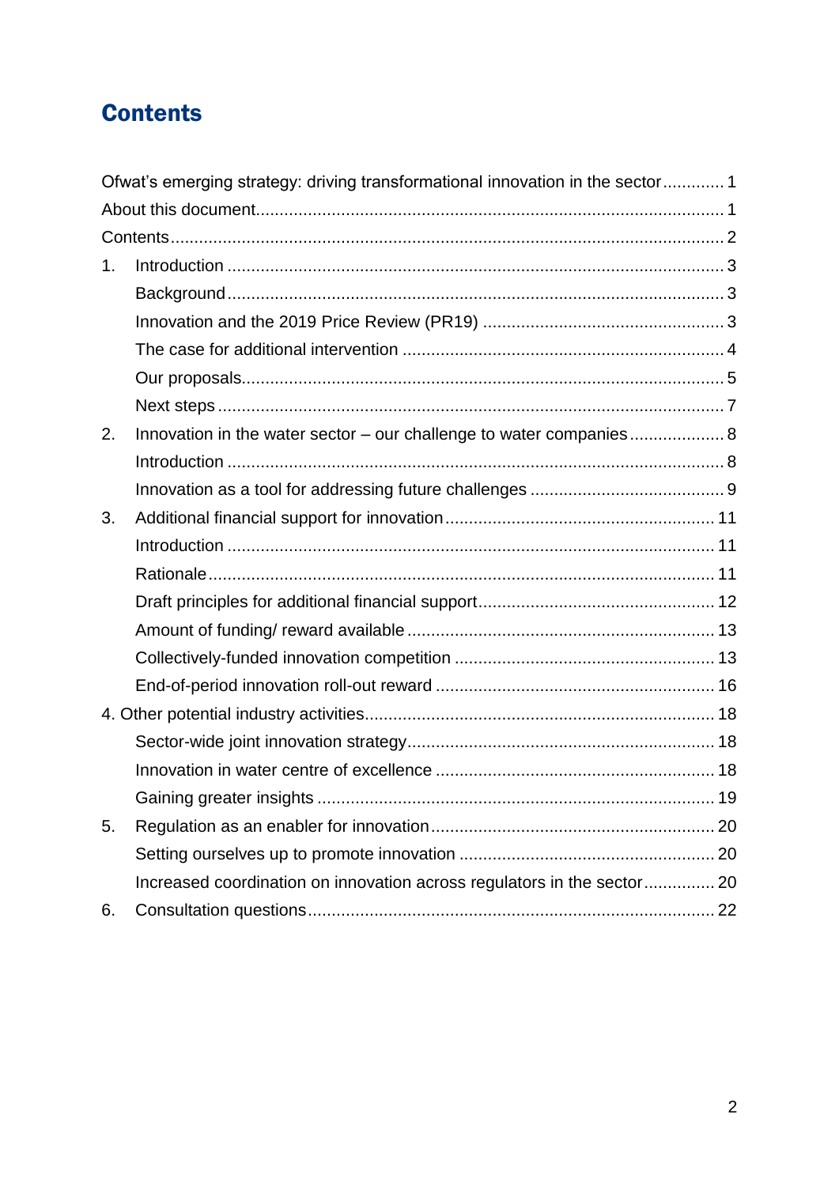# Contents

Ofwat's emerging strategy: driving transformational innovation in the sector ............ 1

About this document................................................................................................ 1

Contents.................................................................................................................. 2

1. Introduction ....................................................................................................... 3
   - Background ....................................................................................................... 3
   - Innovation and the 2019 Price Review (PR19) .................................................. 3
   - The case for additional intervention .................................................................. 4
   - Our proposals.................................................................................................... 5
   - Next steps ......................................................................................................... 7
2. Innovation in the water sector – our challenge to water companies .................... 8
   - Introduction ....................................................................................................... 8
   - Innovation as a tool for addressing future challenges ........................................ 9
3. Additional financial support for innovation ........................................................ 11
   - Introduction ..................................................................................................... 11
   - Rationale ......................................................................................................... 11
   - Draft principles for additional financial support................................................ 12
   - Amount of funding/ reward available ............................................................... 13
   - Collectively-funded innovation competition ...................................................... 13
   - End-of-period innovation roll-out reward .......................................................... 16

4. Other potential industry activities......................................................................... 18
   - Sector-wide joint innovation strategy ............................................................... 18
   - Innovation in water centre of excellence .......................................................... 18
   - Gaining greater insights ................................................................................... 19

5. Regulation as an enabler for innovation ............................................................ 20
   - Setting ourselves up to promote innovation ..................................................... 20
   - Increased coordination on innovation across regulators in the sector .............. 20
6. Consultation questions ..................................................................................... 22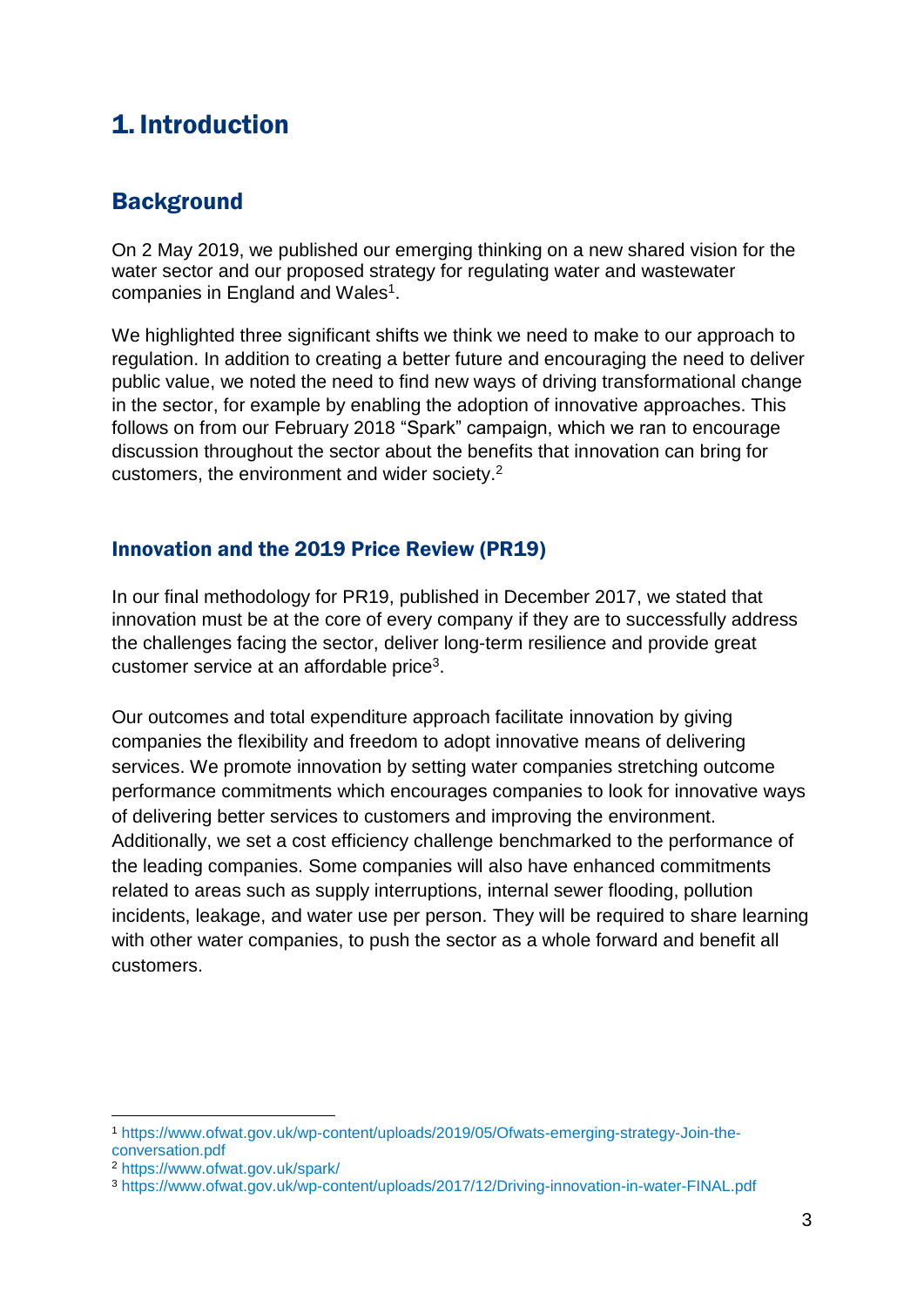# 1. Introduction

## Background

On 2 May 2019, we published our emerging thinking on a new shared vision for the water sector and our proposed strategy for regulating water and wastewater companies in England and Wales[1].

We highlighted three significant shifts we think we need to make to our approach to regulation. In addition to creating a better future and encouraging the need to deliver public value, we noted the need to find new ways of driving transformational change in the sector, for example by enabling the adoption of innovative approaches. This follows on from our February 2018 "Spark" campaign, which we ran to encourage discussion throughout the sector about the benefits that innovation can bring for customers, the environment and wider society.[2]

### Innovation and the 2019 Price Review (PR19)

In our final methodology for PR19, published in December 2017, we stated that innovation must be at the core of every company if they are to successfully address the challenges facing the sector, deliver long-term resilience and provide great customer service at an affordable price[3].

Our outcomes and total expenditure approach facilitate innovation by giving companies the flexibility and freedom to adopt innovative means of delivering services. We promote innovation by setting water companies stretching outcome performance commitments which encourages companies to look for innovative ways of delivering better services to customers and improving the environment. Additionally, we set a cost efficiency challenge benchmarked to the performance of the leading companies. Some companies will also have enhanced commitments related to areas such as supply interruptions, internal sewer flooding, pollution incidents, leakage, and water use per person. They will be required to share learning with other water companies, to push the sector as a whole forward and benefit all customers.

---

[1] https://www.ofwat.gov.uk/wp-content/uploads/2019/05/Ofwats-emerging-strategy-Join-the-conversation.pdf

[2] https://www.ofwat.gov.uk/spark/

[3] https://www.ofwat.gov.uk/wp-content/uploads/2017/12/Driving-innovation-in-water-FINAL.pdf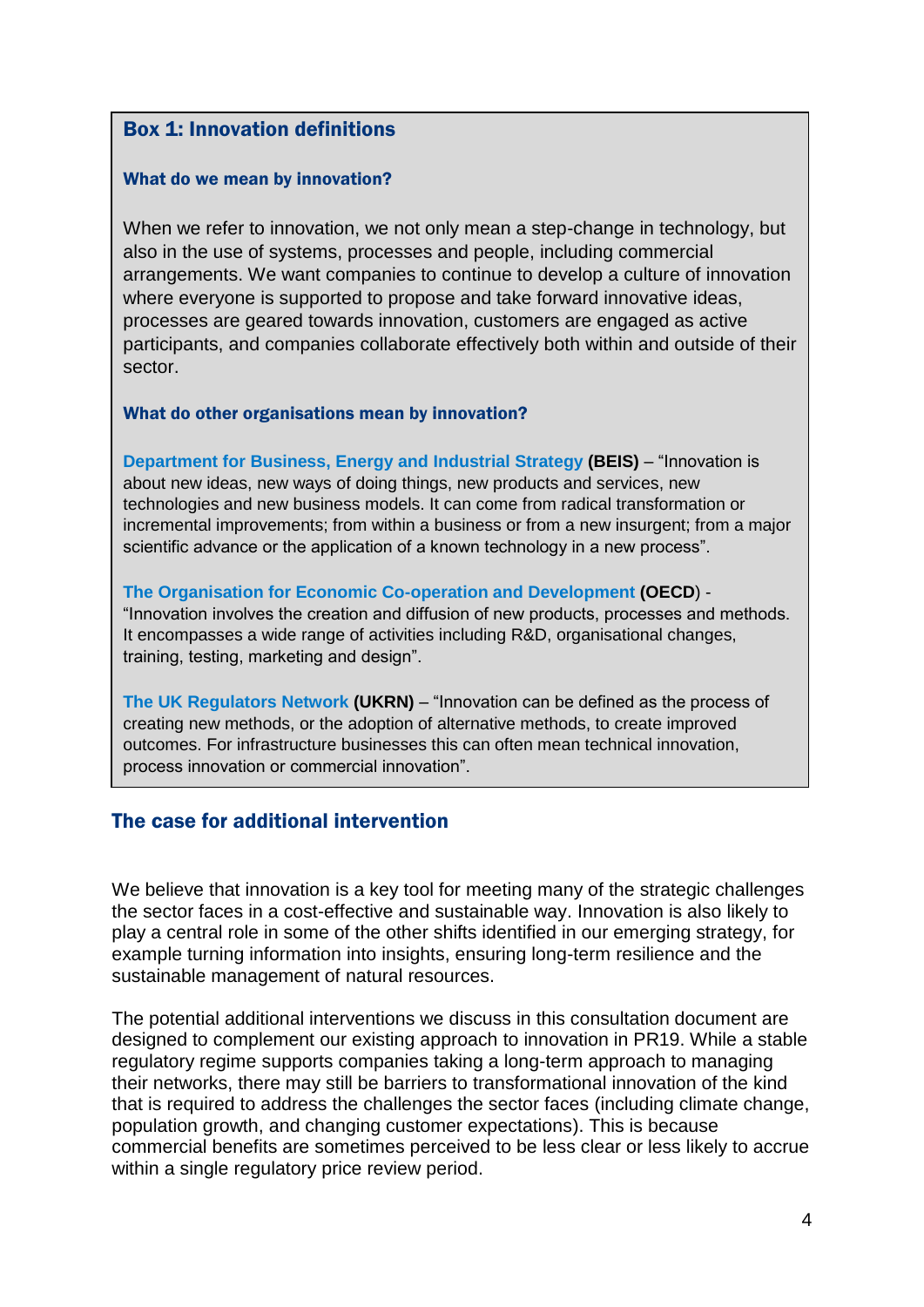### Box 1: Innovation definitions

#### What do we mean by innovation?

When we refer to innovation, we not only mean a step-change in technology, but also in the use of systems, processes and people, including commercial arrangements. We want companies to continue to develop a culture of innovation where everyone is supported to propose and take forward innovative ideas, processes are geared towards innovation, customers are engaged as active participants, and companies collaborate effectively both within and outside of their sector.

#### What do other organisations mean by innovation?

Department for Business, Energy and Industrial Strategy **(BEIS)** – "Innovation is about new ideas, new ways of doing things, new products and services, new technologies and new business models. It can come from radical transformation or incremental improvements; from within a business or from a new insurgent; from a major scientific advance or the application of a known technology in a new process".

The Organisation for Economic Co-operation and Development **(OECD)** - "Innovation involves the creation and diffusion of new products, processes and methods. It encompasses a wide range of activities including R&D, organisational changes, training, testing, marketing and design".

The UK Regulators Network **(UKRN)** – "Innovation can be defined as the process of creating new methods, or the adoption of alternative methods, to create improved outcomes. For infrastructure businesses this can often mean technical innovation, process innovation or commercial innovation".

## The case for additional intervention

We believe that innovation is a key tool for meeting many of the strategic challenges the sector faces in a cost-effective and sustainable way. Innovation is also likely to play a central role in some of the other shifts identified in our emerging strategy, for example turning information into insights, ensuring long-term resilience and the sustainable management of natural resources.

The potential additional interventions we discuss in this consultation document are designed to complement our existing approach to innovation in PR19. While a stable regulatory regime supports companies taking a long-term approach to managing their networks, there may still be barriers to transformational innovation of the kind that is required to address the challenges the sector faces (including climate change, population growth, and changing customer expectations). This is because commercial benefits are sometimes perceived to be less clear or less likely to accrue within a single regulatory price review period.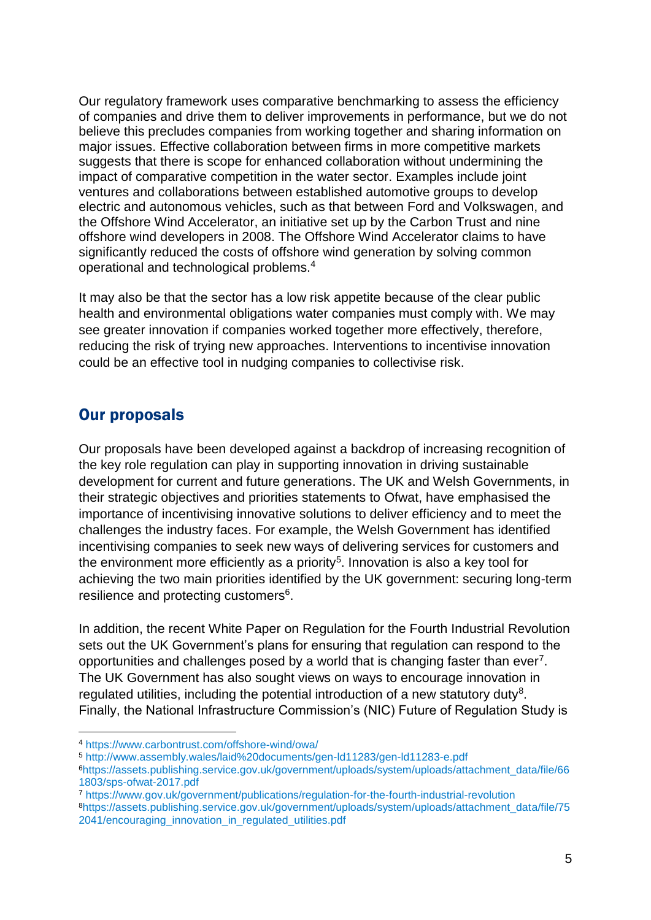Our regulatory framework uses comparative benchmarking to assess the efficiency of companies and drive them to deliver improvements in performance, but we do not believe this precludes companies from working together and sharing information on major issues. Effective collaboration between firms in more competitive markets suggests that there is scope for enhanced collaboration without undermining the impact of comparative competition in the water sector. Examples include joint ventures and collaborations between established automotive groups to develop electric and autonomous vehicles, such as that between Ford and Volkswagen, and the Offshore Wind Accelerator, an initiative set up by the Carbon Trust and nine offshore wind developers in 2008. The Offshore Wind Accelerator claims to have significantly reduced the costs of offshore wind generation by solving common operational and technological problems.[4]

It may also be that the sector has a low risk appetite because of the clear public health and environmental obligations water companies must comply with. We may see greater innovation if companies worked together more effectively, therefore, reducing the risk of trying new approaches. Interventions to incentivise innovation could be an effective tool in nudging companies to collectivise risk.

## Our proposals

Our proposals have been developed against a backdrop of increasing recognition of the key role regulation can play in supporting innovation in driving sustainable development for current and future generations. The UK and Welsh Governments, in their strategic objectives and priorities statements to Ofwat, have emphasised the importance of incentivising innovative solutions to deliver efficiency and to meet the challenges the industry faces. For example, the Welsh Government has identified incentivising companies to seek new ways of delivering services for customers and the environment more efficiently as a priority[5]. Innovation is also a key tool for achieving the two main priorities identified by the UK government: securing long-term resilience and protecting customers[6].

In addition, the recent White Paper on Regulation for the Fourth Industrial Revolution sets out the UK Government's plans for ensuring that regulation can respond to the opportunities and challenges posed by a world that is changing faster than ever[7]. The UK Government has also sought views on ways to encourage innovation in regulated utilities, including the potential introduction of a new statutory duty[8]. Finally, the National Infrastructure Commission's (NIC) Future of Regulation Study is

---

[4] https://www.carbontrust.com/offshore-wind/owa/

[5] http://www.assembly.wales/laid%20documents/gen-ld11283/gen-ld11283-e.pdf

[6] https://assets.publishing.service.gov.uk/government/uploads/system/uploads/attachment_data/file/661803/sps-ofwat-2017.pdf

[7] https://www.gov.uk/government/publications/regulation-for-the-fourth-industrial-revolution

[8] https://assets.publishing.service.gov.uk/government/uploads/system/uploads/attachment_data/file/752041/encouraging_innovation_in_regulated_utilities.pdf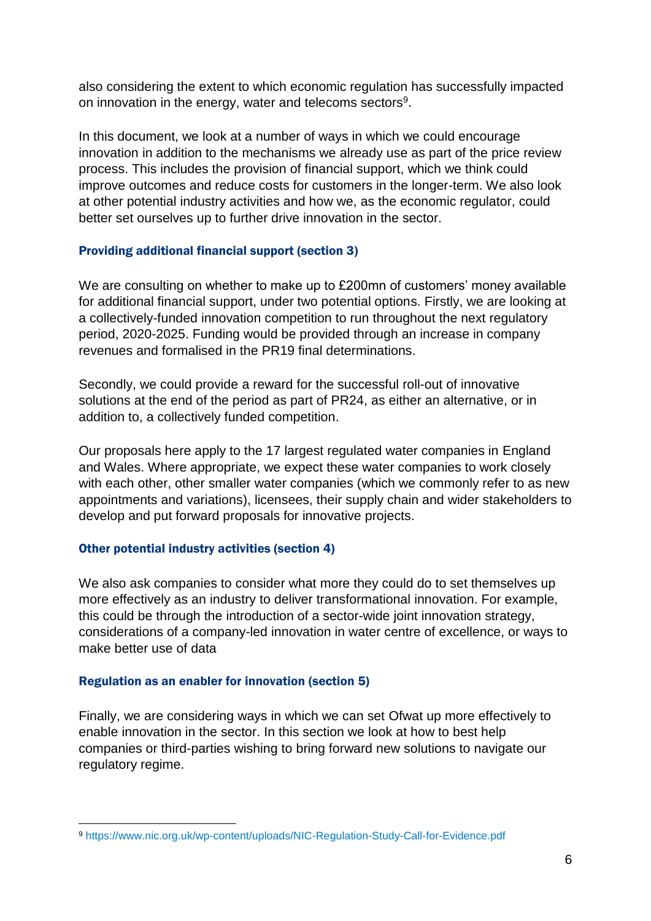also considering the extent to which economic regulation has successfully impacted on innovation in the energy, water and telecoms sectors[9].

In this document, we look at a number of ways in which we could encourage innovation in addition to the mechanisms we already use as part of the price review process. This includes the provision of financial support, which we think could improve outcomes and reduce costs for customers in the longer-term. We also look at other potential industry activities and how we, as the economic regulator, could better set ourselves up to further drive innovation in the sector.

#### Providing additional financial support (section 3)

We are consulting on whether to make up to £200mn of customers' money available for additional financial support, under two potential options. Firstly, we are looking at a collectively-funded innovation competition to run throughout the next regulatory period, 2020-2025. Funding would be provided through an increase in company revenues and formalised in the PR19 final determinations.

Secondly, we could provide a reward for the successful roll-out of innovative solutions at the end of the period as part of PR24, as either an alternative, or in addition to, a collectively funded competition.

Our proposals here apply to the 17 largest regulated water companies in England and Wales. Where appropriate, we expect these water companies to work closely with each other, other smaller water companies (which we commonly refer to as new appointments and variations), licensees, their supply chain and wider stakeholders to develop and put forward proposals for innovative projects.

#### Other potential industry activities (section 4)

We also ask companies to consider what more they could do to set themselves up more effectively as an industry to deliver transformational innovation. For example, this could be through the introduction of a sector-wide joint innovation strategy, considerations of a company-led innovation in water centre of excellence, or ways to make better use of data

#### Regulation as an enabler for innovation (section 5)

Finally, we are considering ways in which we can set Ofwat up more effectively to enable innovation in the sector. In this section we look at how to best help companies or third-parties wishing to bring forward new solutions to navigate our regulatory regime.

---

[9] https://www.nic.org.uk/wp-content/uploads/NIC-Regulation-Study-Call-for-Evidence.pdf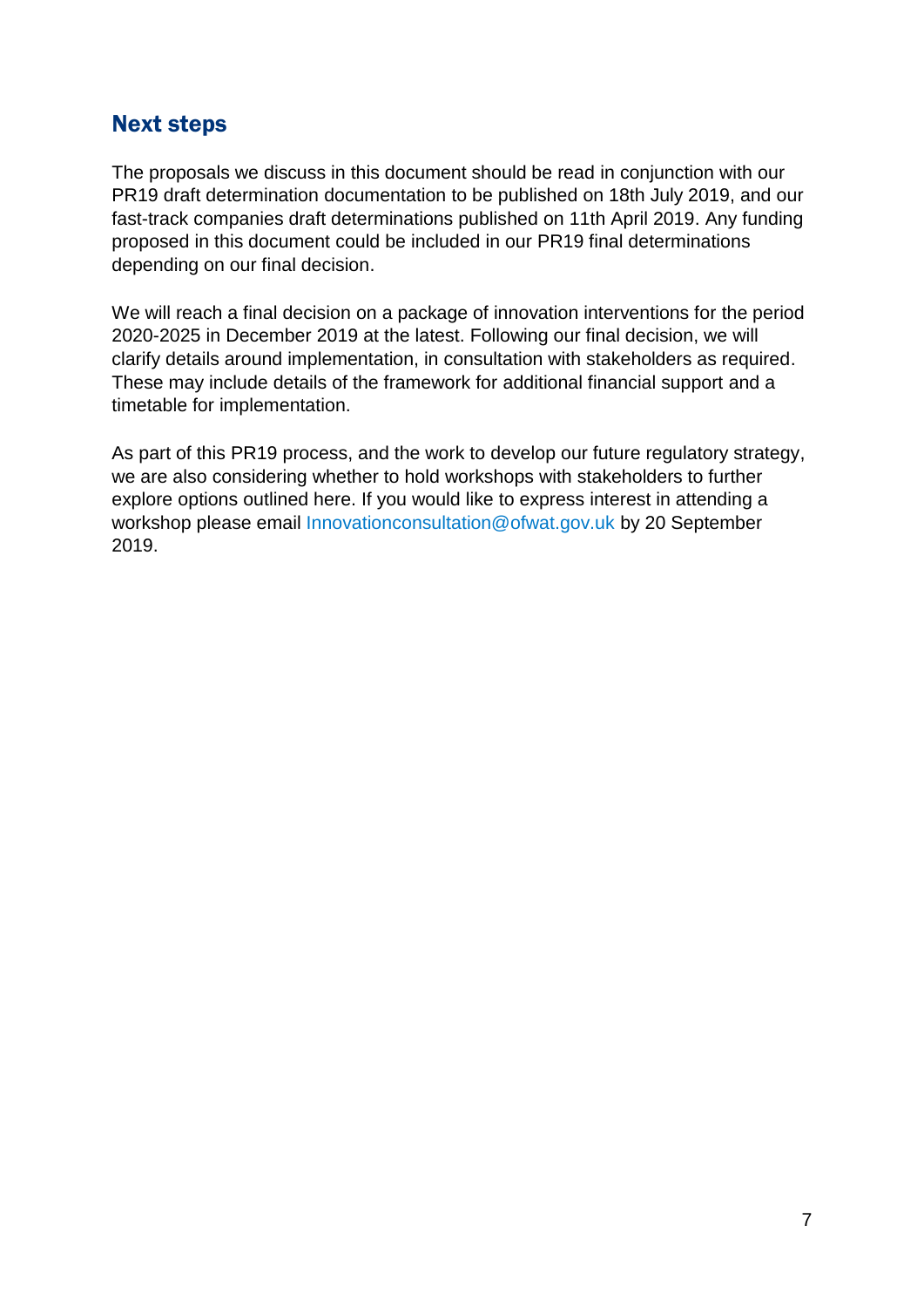## Next steps

The proposals we discuss in this document should be read in conjunction with our PR19 draft determination documentation to be published on 18th July 2019, and our fast-track companies draft determinations published on 11th April 2019. Any funding proposed in this document could be included in our PR19 final determinations depending on our final decision.

We will reach a final decision on a package of innovation interventions for the period 2020-2025 in December 2019 at the latest. Following our final decision, we will clarify details around implementation, in consultation with stakeholders as required. These may include details of the framework for additional financial support and a timetable for implementation.

As part of this PR19 process, and the work to develop our future regulatory strategy, we are also considering whether to hold workshops with stakeholders to further explore options outlined here. If you would like to express interest in attending a workshop please email Innovationconsultation@ofwat.gov.uk by 20 September 2019.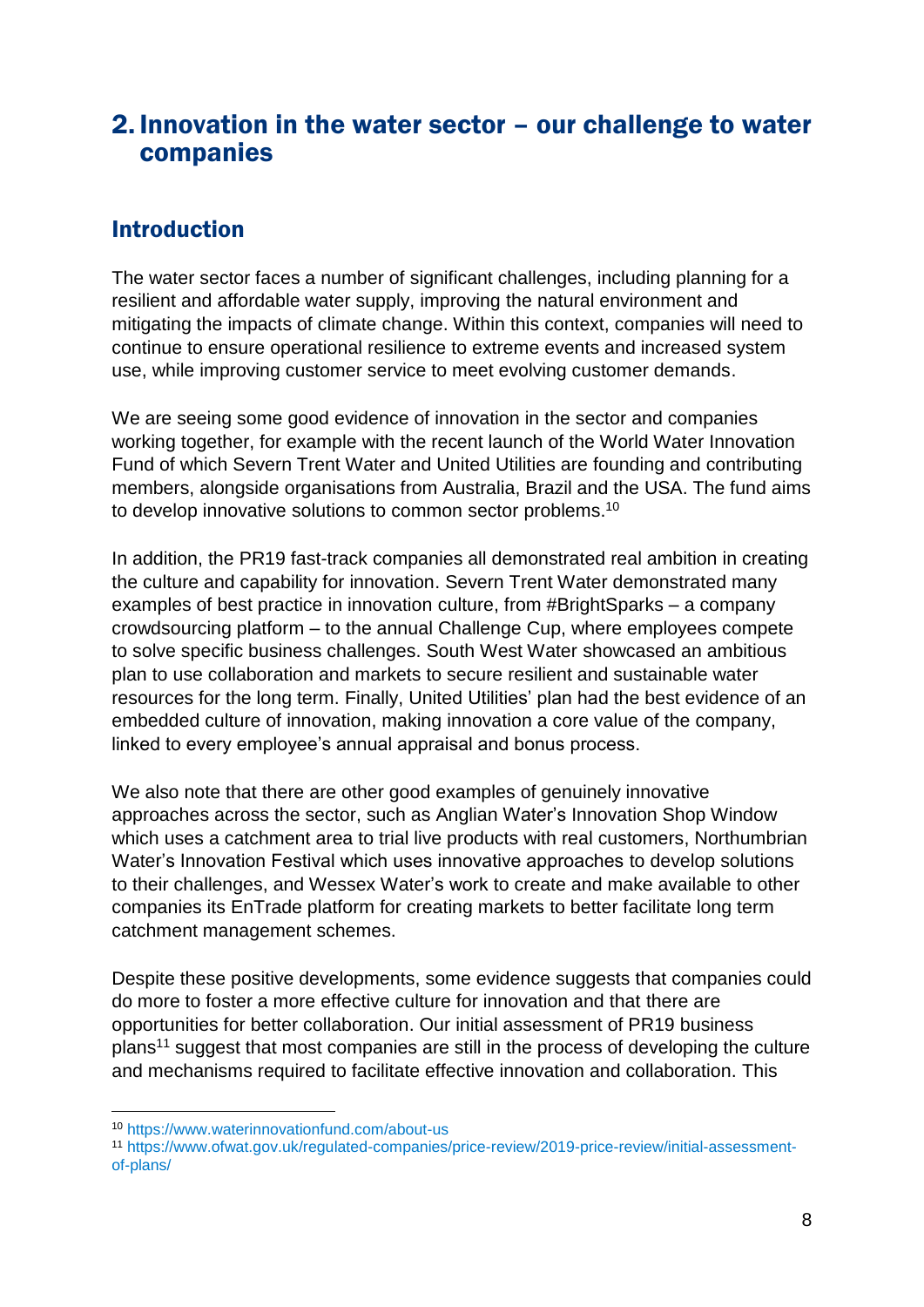## 2. Innovation in the water sector – our challenge to water companies

### Introduction

The water sector faces a number of significant challenges, including planning for a resilient and affordable water supply, improving the natural environment and mitigating the impacts of climate change. Within this context, companies will need to continue to ensure operational resilience to extreme events and increased system use, while improving customer service to meet evolving customer demands.

We are seeing some good evidence of innovation in the sector and companies working together, for example with the recent launch of the World Water Innovation Fund of which Severn Trent Water and United Utilities are founding and contributing members, alongside organisations from Australia, Brazil and the USA. The fund aims to develop innovative solutions to common sector problems.[10]

In addition, the PR19 fast-track companies all demonstrated real ambition in creating the culture and capability for innovation. Severn Trent Water demonstrated many examples of best practice in innovation culture, from #BrightSparks – a company crowdsourcing platform – to the annual Challenge Cup, where employees compete to solve specific business challenges. South West Water showcased an ambitious plan to use collaboration and markets to secure resilient and sustainable water resources for the long term. Finally, United Utilities' plan had the best evidence of an embedded culture of innovation, making innovation a core value of the company, linked to every employee's annual appraisal and bonus process.

We also note that there are other good examples of genuinely innovative approaches across the sector, such as Anglian Water's Innovation Shop Window which uses a catchment area to trial live products with real customers, Northumbrian Water's Innovation Festival which uses innovative approaches to develop solutions to their challenges, and Wessex Water's work to create and make available to other companies its EnTrade platform for creating markets to better facilitate long term catchment management schemes.

Despite these positive developments, some evidence suggests that companies could do more to foster a more effective culture for innovation and that there are opportunities for better collaboration. Our initial assessment of PR19 business plans[11] suggest that most companies are still in the process of developing the culture and mechanisms required to facilitate effective innovation and collaboration. This

---

[10] https://www.waterinnovationfund.com/about-us

[11] https://www.ofwat.gov.uk/regulated-companies/price-review/2019-price-review/initial-assessment-of-plans/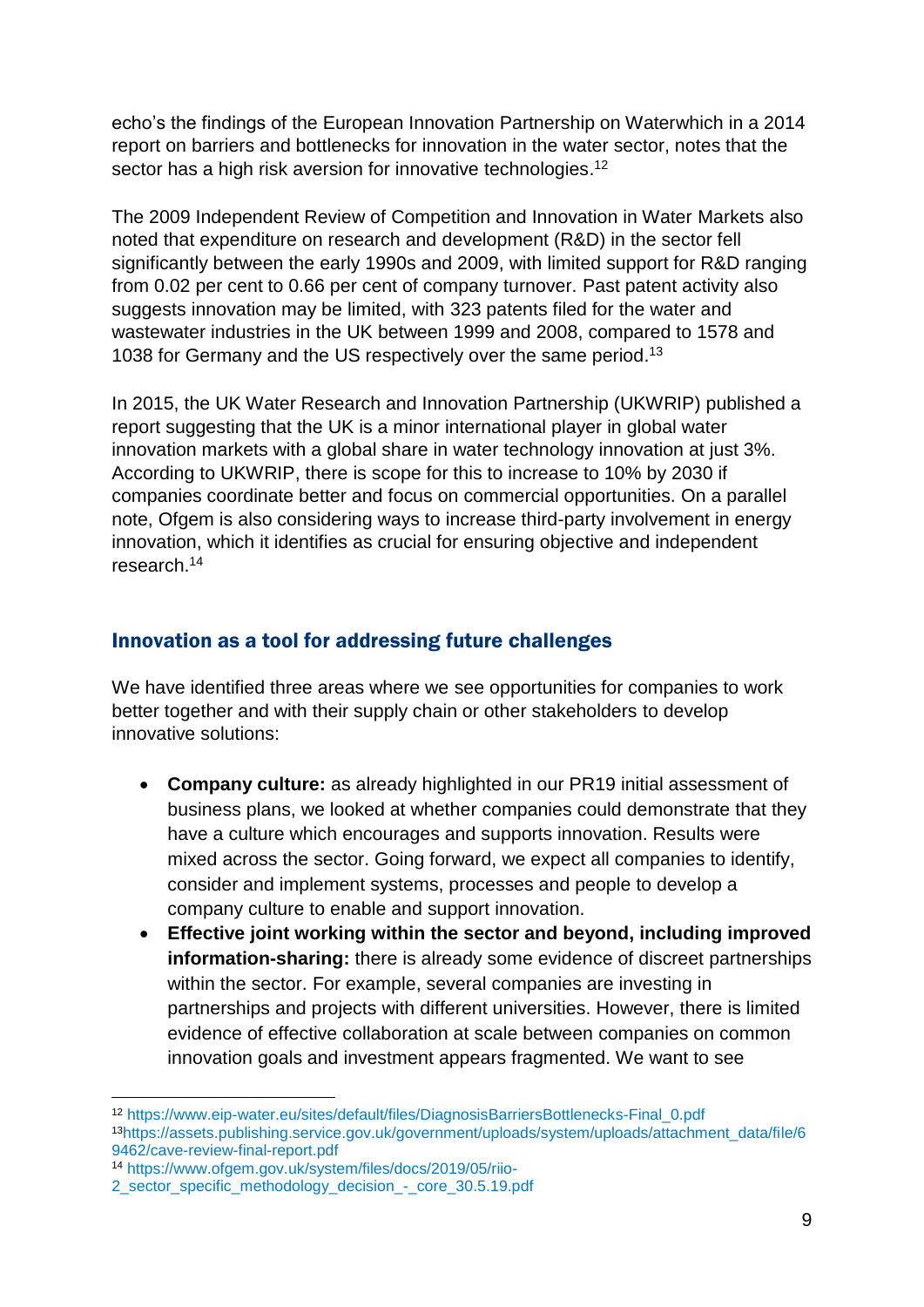echo's the findings of the European Innovation Partnership on Waterwhich in a 2014 report on barriers and bottlenecks for innovation in the water sector, notes that the sector has a high risk aversion for innovative technologies.[12]

The 2009 Independent Review of Competition and Innovation in Water Markets also noted that expenditure on research and development (R&D) in the sector fell significantly between the early 1990s and 2009, with limited support for R&D ranging from 0.02 per cent to 0.66 per cent of company turnover. Past patent activity also suggests innovation may be limited, with 323 patents filed for the water and wastewater industries in the UK between 1999 and 2008, compared to 1578 and 1038 for Germany and the US respectively over the same period.[13]

In 2015, the UK Water Research and Innovation Partnership (UKWRIP) published a report suggesting that the UK is a minor international player in global water innovation markets with a global share in water technology innovation at just 3%. According to UKWRIP, there is scope for this to increase to 10% by 2030 if companies coordinate better and focus on commercial opportunities. On a parallel note, Ofgem is also considering ways to increase third-party involvement in energy innovation, which it identifies as crucial for ensuring objective and independent research.[14]

### Innovation as a tool for addressing future challenges

We have identified three areas where we see opportunities for companies to work better together and with their supply chain or other stakeholders to develop innovative solutions:

- **Company culture:** as already highlighted in our PR19 initial assessment of business plans, we looked at whether companies could demonstrate that they have a culture which encourages and supports innovation. Results were mixed across the sector. Going forward, we expect all companies to identify, consider and implement systems, processes and people to develop a company culture to enable and support innovation.
- **Effective joint working within the sector and beyond, including improved information-sharing:** there is already some evidence of discreet partnerships within the sector. For example, several companies are investing in partnerships and projects with different universities. However, there is limited evidence of effective collaboration at scale between companies on common innovation goals and investment appears fragmented. We want to see

---

[12] https://www.eip-water.eu/sites/default/files/DiagnosisBarriersBottlenecks-Final_0.pdf

[13] https://assets.publishing.service.gov.uk/government/uploads/system/uploads/attachment_data/file/69462/cave-review-final-report.pdf

[14] https://www.ofgem.gov.uk/system/files/docs/2019/05/riio-2_sector_specific_methodology_decision_-_core_30.5.19.pdf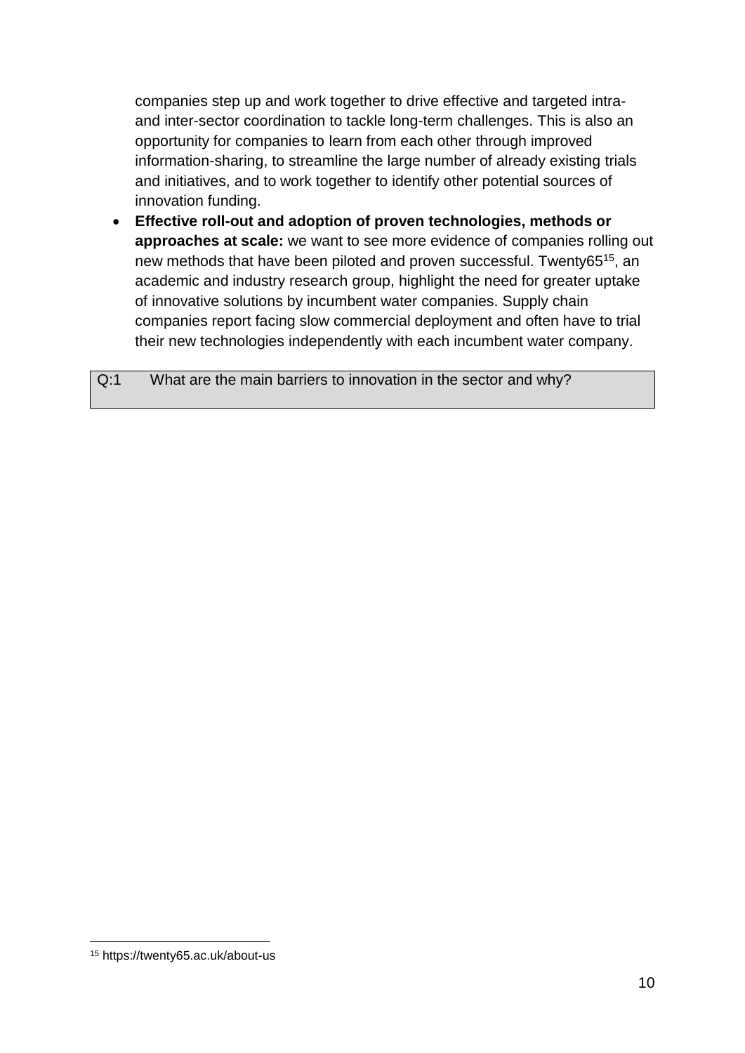companies step up and work together to drive effective and targeted intra- and inter-sector coordination to tackle long-term challenges. This is also an opportunity for companies to learn from each other through improved information-sharing, to streamline the large number of already existing trials and initiatives, and to work together to identify other potential sources of innovation funding.

- **Effective roll-out and adoption of proven technologies, methods or approaches at scale:** we want to see more evidence of companies rolling out new methods that have been piloted and proven successful. Twenty65[15], an academic and industry research group, highlight the need for greater uptake of innovative solutions by incumbent water companies. Supply chain companies report facing slow commercial deployment and often have to trial their new technologies independently with each incumbent water company.

| Q:1 | What are the main barriers to innovation in the sector and why? |
|---|---|

[15] https://twenty65.ac.uk/about-us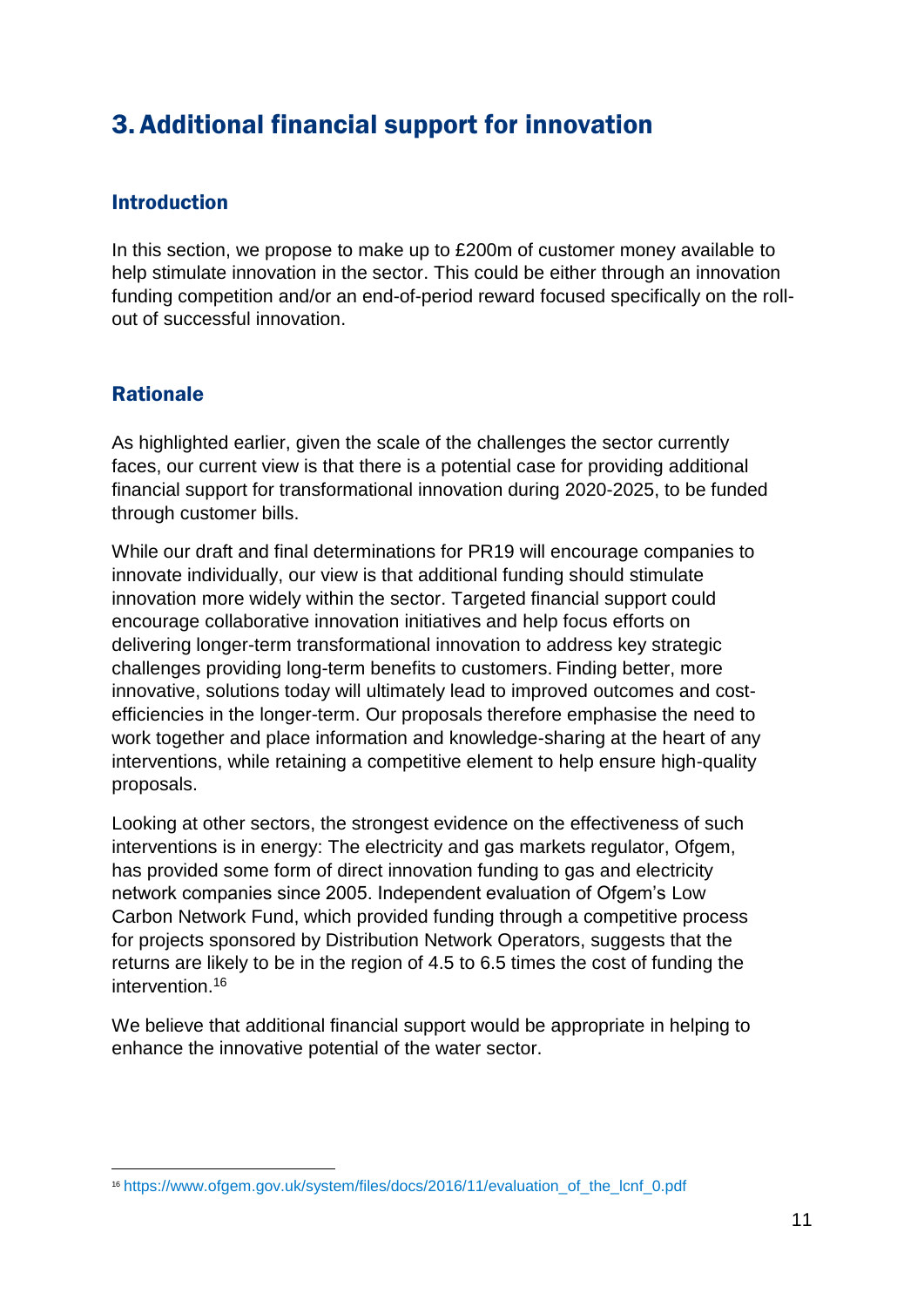# 3. Additional financial support for innovation

## Introduction

In this section, we propose to make up to £200m of customer money available to help stimulate innovation in the sector. This could be either through an innovation funding competition and/or an end-of-period reward focused specifically on the roll-out of successful innovation.

## Rationale

As highlighted earlier, given the scale of the challenges the sector currently faces, our current view is that there is a potential case for providing additional financial support for transformational innovation during 2020-2025, to be funded through customer bills.

While our draft and final determinations for PR19 will encourage companies to innovate individually, our view is that additional funding should stimulate innovation more widely within the sector. Targeted financial support could encourage collaborative innovation initiatives and help focus efforts on delivering longer-term transformational innovation to address key strategic challenges providing long-term benefits to customers. Finding better, more innovative, solutions today will ultimately lead to improved outcomes and cost-efficiencies in the longer-term. Our proposals therefore emphasise the need to work together and place information and knowledge-sharing at the heart of any interventions, while retaining a competitive element to help ensure high-quality proposals.

Looking at other sectors, the strongest evidence on the effectiveness of such interventions is in energy: The electricity and gas markets regulator, Ofgem, has provided some form of direct innovation funding to gas and electricity network companies since 2005. Independent evaluation of Ofgem's Low Carbon Network Fund, which provided funding through a competitive process for projects sponsored by Distribution Network Operators, suggests that the returns are likely to be in the region of 4.5 to 6.5 times the cost of funding the intervention.[16]

We believe that additional financial support would be appropriate in helping to enhance the innovative potential of the water sector.

[16] https://www.ofgem.gov.uk/system/files/docs/2016/11/evaluation_of_the_lcnf_0.pdf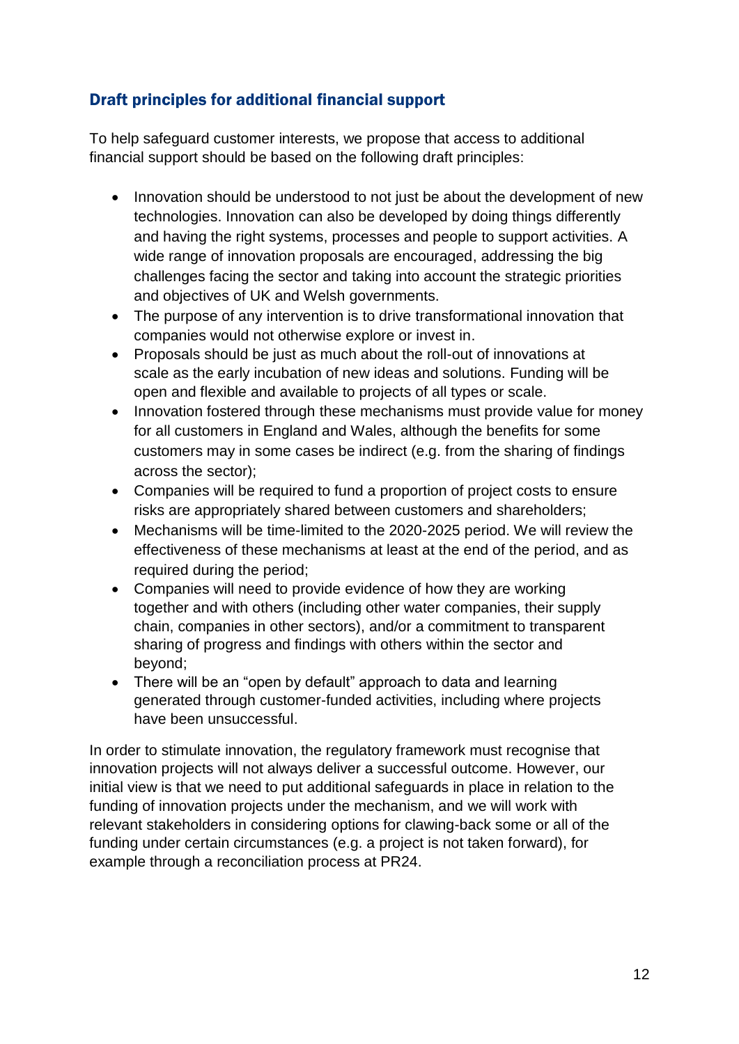## Draft principles for additional financial support

To help safeguard customer interests, we propose that access to additional financial support should be based on the following draft principles:

- Innovation should be understood to not just be about the development of new technologies. Innovation can also be developed by doing things differently and having the right systems, processes and people to support activities. A wide range of innovation proposals are encouraged, addressing the big challenges facing the sector and taking into account the strategic priorities and objectives of UK and Welsh governments.
- The purpose of any intervention is to drive transformational innovation that companies would not otherwise explore or invest in.
- Proposals should be just as much about the roll-out of innovations at scale as the early incubation of new ideas and solutions. Funding will be open and flexible and available to projects of all types or scale.
- Innovation fostered through these mechanisms must provide value for money for all customers in England and Wales, although the benefits for some customers may in some cases be indirect (e.g. from the sharing of findings across the sector);
- Companies will be required to fund a proportion of project costs to ensure risks are appropriately shared between customers and shareholders;
- Mechanisms will be time-limited to the 2020-2025 period. We will review the effectiveness of these mechanisms at least at the end of the period, and as required during the period;
- Companies will need to provide evidence of how they are working together and with others (including other water companies, their supply chain, companies in other sectors), and/or a commitment to transparent sharing of progress and findings with others within the sector and beyond;
- There will be an "open by default" approach to data and learning generated through customer-funded activities, including where projects have been unsuccessful.

In order to stimulate innovation, the regulatory framework must recognise that innovation projects will not always deliver a successful outcome. However, our initial view is that we need to put additional safeguards in place in relation to the funding of innovation projects under the mechanism, and we will work with relevant stakeholders in considering options for clawing-back some or all of the funding under certain circumstances (e.g. a project is not taken forward), for example through a reconciliation process at PR24.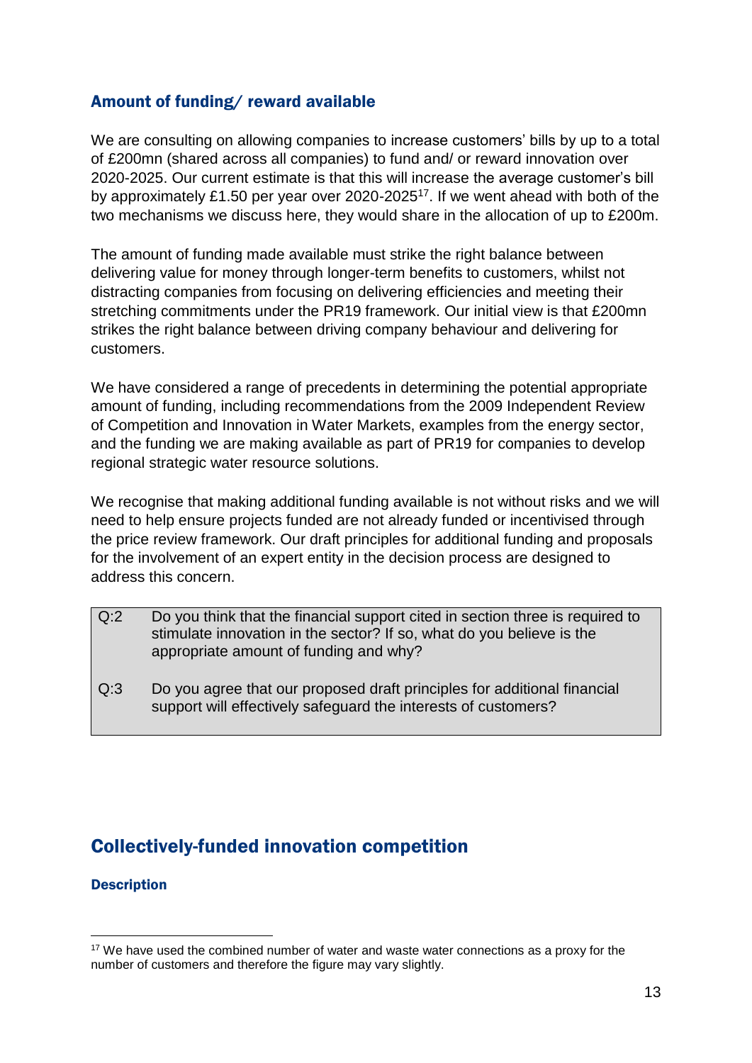### Amount of funding/ reward available

We are consulting on allowing companies to increase customers' bills by up to a total of £200mn (shared across all companies) to fund and/ or reward innovation over 2020-2025. Our current estimate is that this will increase the average customer's bill by approximately £1.50 per year over 2020-2025[17]. If we went ahead with both of the two mechanisms we discuss here, they would share in the allocation of up to £200m.

The amount of funding made available must strike the right balance between delivering value for money through longer-term benefits to customers, whilst not distracting companies from focusing on delivering efficiencies and meeting their stretching commitments under the PR19 framework. Our initial view is that £200mn strikes the right balance between driving company behaviour and delivering for customers.

We have considered a range of precedents in determining the potential appropriate amount of funding, including recommendations from the 2009 Independent Review of Competition and Innovation in Water Markets, examples from the energy sector, and the funding we are making available as part of PR19 for companies to develop regional strategic water resource solutions.

We recognise that making additional funding available is not without risks and we will need to help ensure projects funded are not already funded or incentivised through the price review framework. Our draft principles for additional funding and proposals for the involvement of an expert entity in the decision process are designed to address this concern.

| | |
|---|---|
| Q:2 | Do you think that the financial support cited in section three is required to stimulate innovation in the sector? If so, what do you believe is the appropriate amount of funding and why? |
| Q:3 | Do you agree that our proposed draft principles for additional financial support will effectively safeguard the interests of customers? |

## Collectively-funded innovation competition

#### Description

[17] We have used the combined number of water and waste water connections as a proxy for the number of customers and therefore the figure may vary slightly.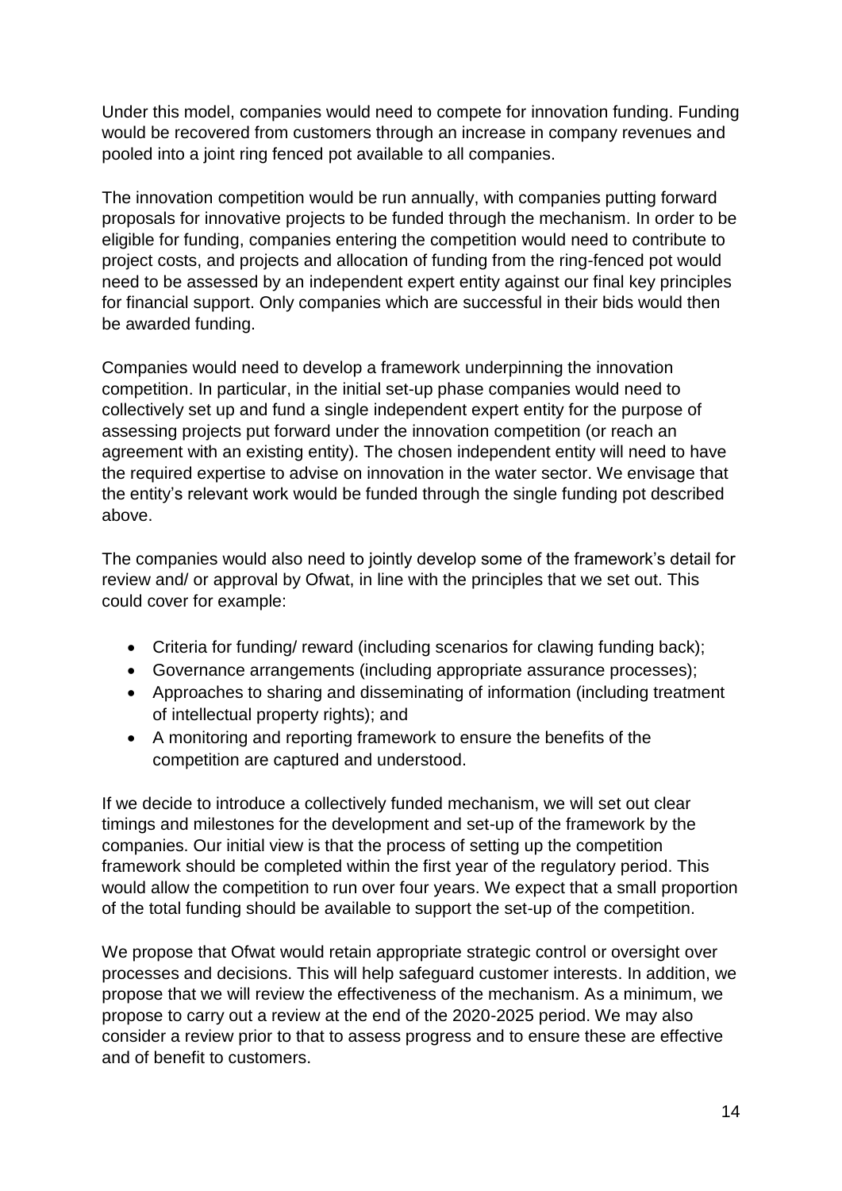Under this model, companies would need to compete for innovation funding. Funding would be recovered from customers through an increase in company revenues and pooled into a joint ring fenced pot available to all companies.

The innovation competition would be run annually, with companies putting forward proposals for innovative projects to be funded through the mechanism. In order to be eligible for funding, companies entering the competition would need to contribute to project costs, and projects and allocation of funding from the ring-fenced pot would need to be assessed by an independent expert entity against our final key principles for financial support. Only companies which are successful in their bids would then be awarded funding.

Companies would need to develop a framework underpinning the innovation competition. In particular, in the initial set-up phase companies would need to collectively set up and fund a single independent expert entity for the purpose of assessing projects put forward under the innovation competition (or reach an agreement with an existing entity). The chosen independent entity will need to have the required expertise to advise on innovation in the water sector. We envisage that the entity's relevant work would be funded through the single funding pot described above.

The companies would also need to jointly develop some of the framework's detail for review and/ or approval by Ofwat, in line with the principles that we set out. This could cover for example:

- Criteria for funding/ reward (including scenarios for clawing funding back);
- Governance arrangements (including appropriate assurance processes);
- Approaches to sharing and disseminating of information (including treatment of intellectual property rights); and
- A monitoring and reporting framework to ensure the benefits of the competition are captured and understood.

If we decide to introduce a collectively funded mechanism, we will set out clear timings and milestones for the development and set-up of the framework by the companies. Our initial view is that the process of setting up the competition framework should be completed within the first year of the regulatory period. This would allow the competition to run over four years. We expect that a small proportion of the total funding should be available to support the set-up of the competition.

We propose that Ofwat would retain appropriate strategic control or oversight over processes and decisions. This will help safeguard customer interests. In addition, we propose that we will review the effectiveness of the mechanism. As a minimum, we propose to carry out a review at the end of the 2020-2025 period. We may also consider a review prior to that to assess progress and to ensure these are effective and of benefit to customers.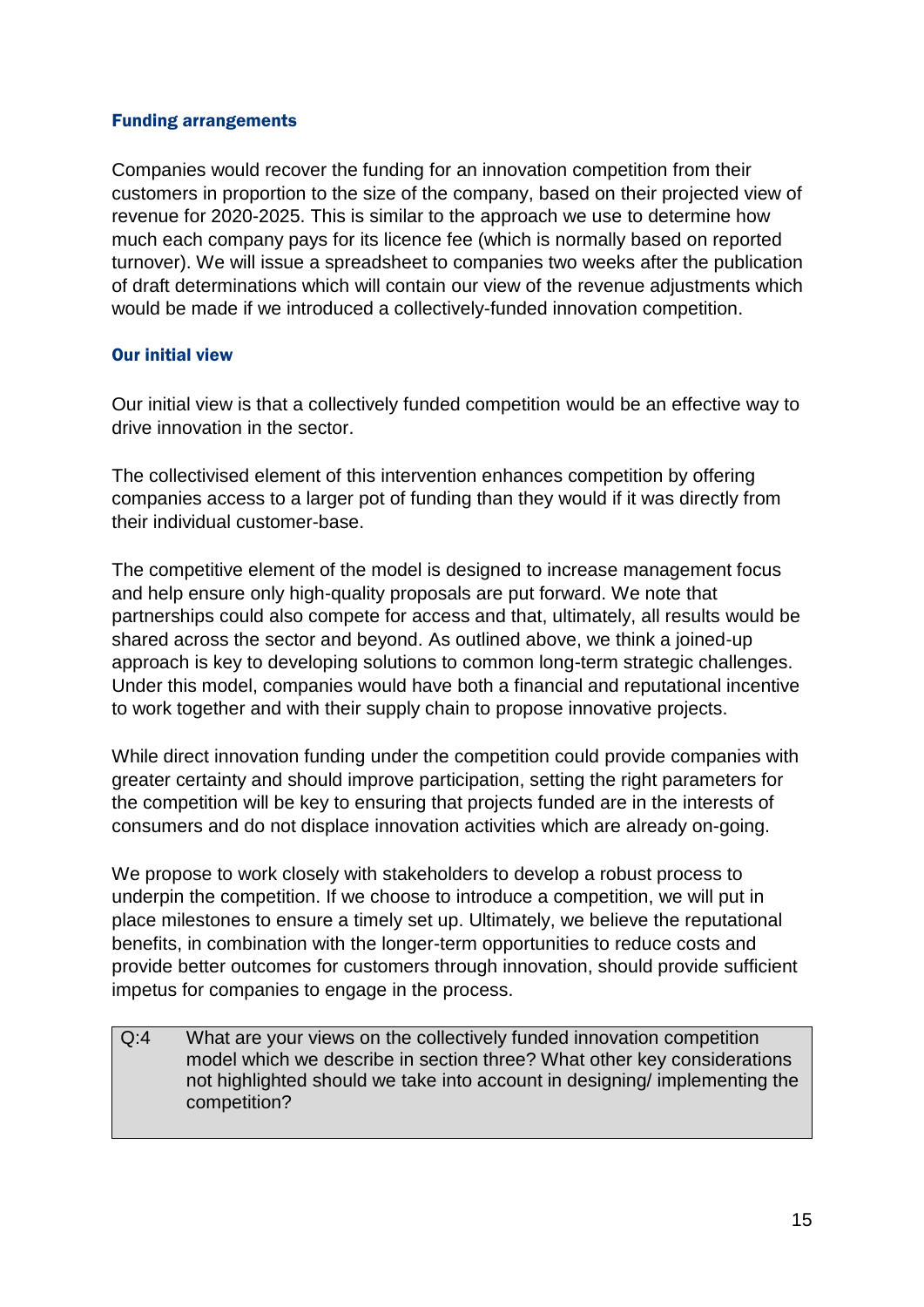### Funding arrangements

Companies would recover the funding for an innovation competition from their customers in proportion to the size of the company, based on their projected view of revenue for 2020-2025. This is similar to the approach we use to determine how much each company pays for its licence fee (which is normally based on reported turnover). We will issue a spreadsheet to companies two weeks after the publication of draft determinations which will contain our view of the revenue adjustments which would be made if we introduced a collectively-funded innovation competition.

### Our initial view

Our initial view is that a collectively funded competition would be an effective way to drive innovation in the sector.

The collectivised element of this intervention enhances competition by offering companies access to a larger pot of funding than they would if it was directly from their individual customer-base.

The competitive element of the model is designed to increase management focus and help ensure only high-quality proposals are put forward. We note that partnerships could also compete for access and that, ultimately, all results would be shared across the sector and beyond. As outlined above, we think a joined-up approach is key to developing solutions to common long-term strategic challenges. Under this model, companies would have both a financial and reputational incentive to work together and with their supply chain to propose innovative projects.

While direct innovation funding under the competition could provide companies with greater certainty and should improve participation, setting the right parameters for the competition will be key to ensuring that projects funded are in the interests of consumers and do not displace innovation activities which are already on-going.

We propose to work closely with stakeholders to develop a robust process to underpin the competition. If we choose to introduce a competition, we will put in place milestones to ensure a timely set up. Ultimately, we believe the reputational benefits, in combination with the longer-term opportunities to reduce costs and provide better outcomes for customers through innovation, should provide sufficient impetus for companies to engage in the process.

| Q:4 | What are your views on the collectively funded innovation competition model which we describe in section three? What other key considerations not highlighted should we take into account in designing/ implementing the competition? |
|---|---|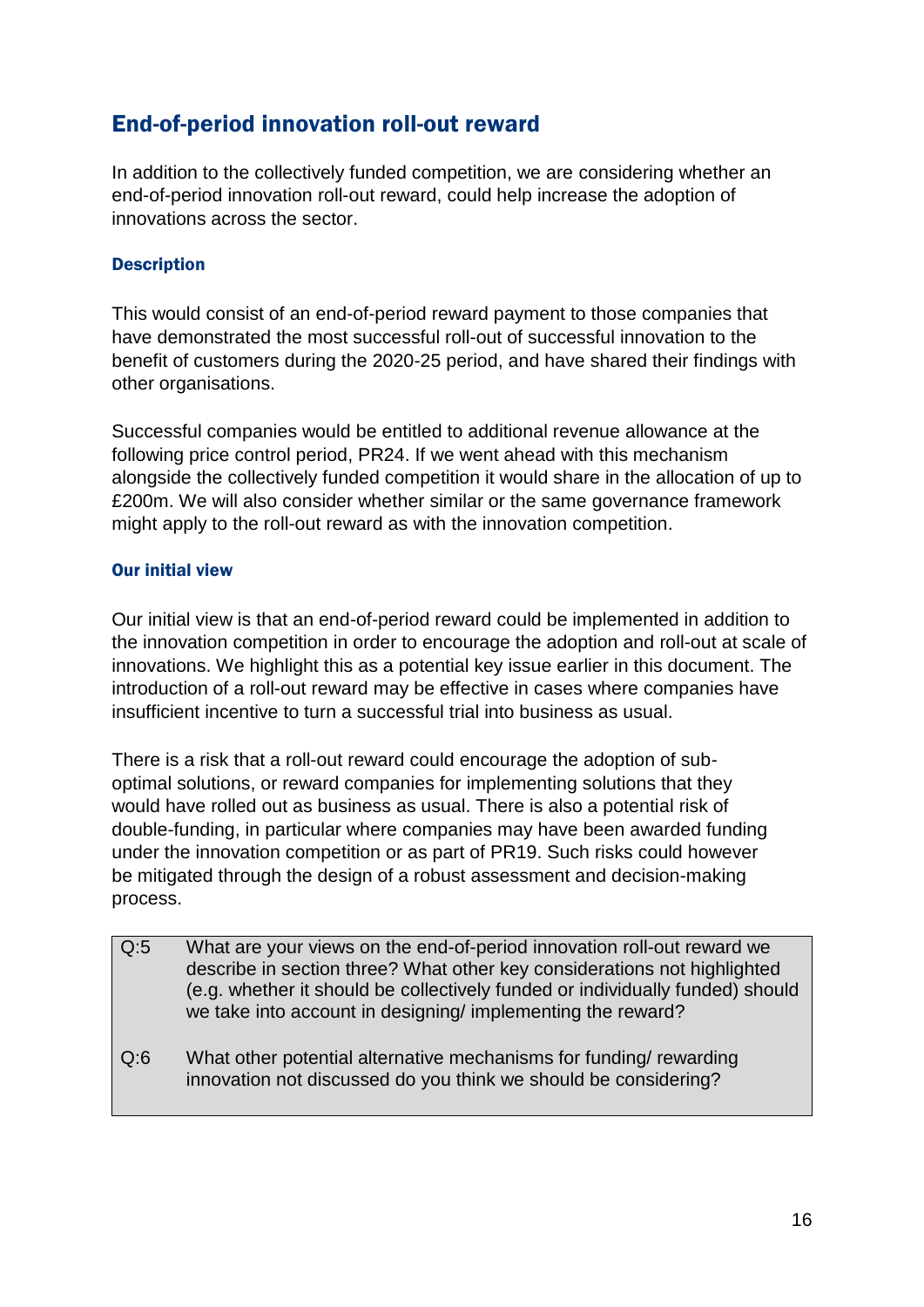## End-of-period innovation roll-out reward

In addition to the collectively funded competition, we are considering whether an end-of-period innovation roll-out reward, could help increase the adoption of innovations across the sector.

### Description

This would consist of an end-of-period reward payment to those companies that have demonstrated the most successful roll-out of successful innovation to the benefit of customers during the 2020-25 period, and have shared their findings with other organisations.

Successful companies would be entitled to additional revenue allowance at the following price control period, PR24. If we went ahead with this mechanism alongside the collectively funded competition it would share in the allocation of up to £200m. We will also consider whether similar or the same governance framework might apply to the roll-out reward as with the innovation competition.

### Our initial view

Our initial view is that an end-of-period reward could be implemented in addition to the innovation competition in order to encourage the adoption and roll-out at scale of innovations. We highlight this as a potential key issue earlier in this document. The introduction of a roll-out reward may be effective in cases where companies have insufficient incentive to turn a successful trial into business as usual.

There is a risk that a roll-out reward could encourage the adoption of sub-optimal solutions, or reward companies for implementing solutions that they would have rolled out as business as usual. There is also a potential risk of double-funding, in particular where companies may have been awarded funding under the innovation competition or as part of PR19. Such risks could however be mitigated through the design of a robust assessment and decision-making process.

| | |
|---|---|
| Q:5 | What are your views on the end-of-period innovation roll-out reward we describe in section three? What other key considerations not highlighted (e.g. whether it should be collectively funded or individually funded) should we take into account in designing/ implementing the reward? |
| Q:6 | What other potential alternative mechanisms for funding/ rewarding innovation not discussed do you think we should be considering? |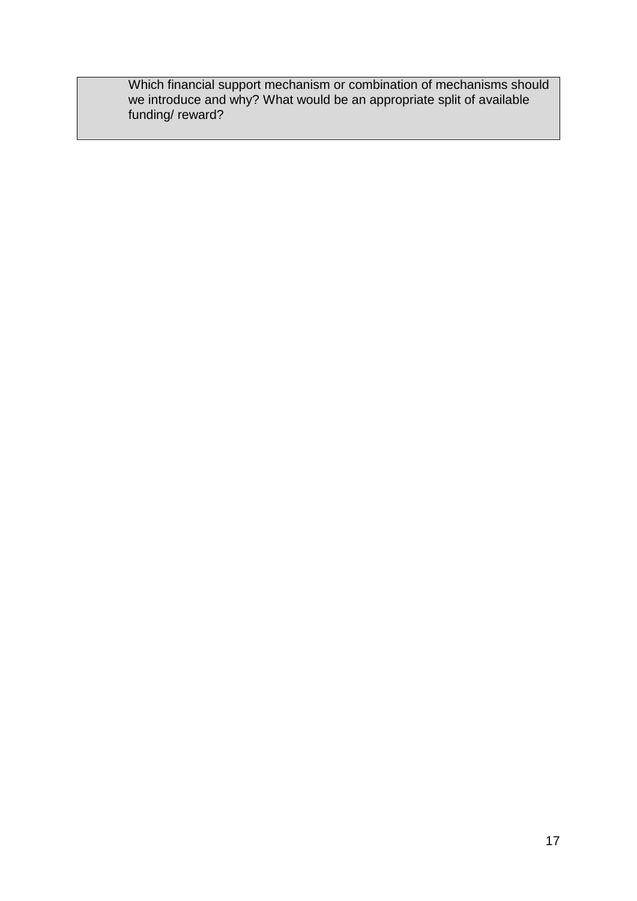Which financial support mechanism or combination of mechanisms should we introduce and why? What would be an appropriate split of available funding/ reward?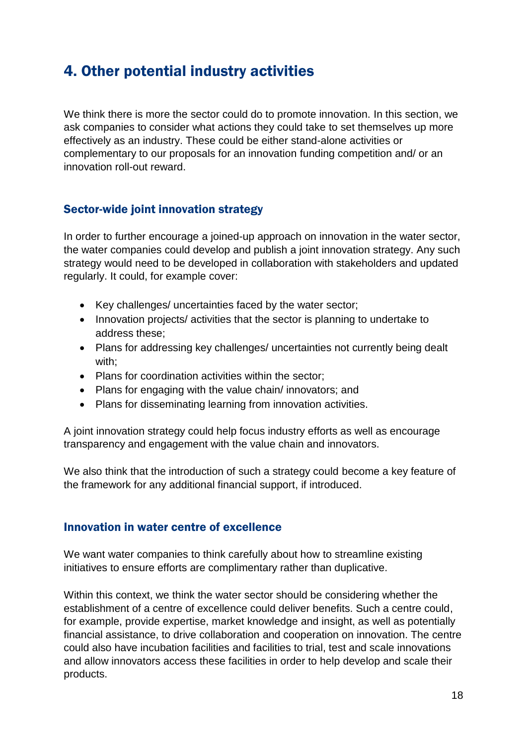## 4. Other potential industry activities

We think there is more the sector could do to promote innovation. In this section, we ask companies to consider what actions they could take to set themselves up more effectively as an industry. These could be either stand-alone activities or complementary to our proposals for an innovation funding competition and/ or an innovation roll-out reward.

### Sector-wide joint innovation strategy

In order to further encourage a joined-up approach on innovation in the water sector, the water companies could develop and publish a joint innovation strategy. Any such strategy would need to be developed in collaboration with stakeholders and updated regularly. It could, for example cover:

- Key challenges/ uncertainties faced by the water sector;
- Innovation projects/ activities that the sector is planning to undertake to address these;
- Plans for addressing key challenges/ uncertainties not currently being dealt with;
- Plans for coordination activities within the sector;
- Plans for engaging with the value chain/ innovators; and
- Plans for disseminating learning from innovation activities.

A joint innovation strategy could help focus industry efforts as well as encourage transparency and engagement with the value chain and innovators.

We also think that the introduction of such a strategy could become a key feature of the framework for any additional financial support, if introduced.

### Innovation in water centre of excellence

We want water companies to think carefully about how to streamline existing initiatives to ensure efforts are complimentary rather than duplicative.

Within this context, we think the water sector should be considering whether the establishment of a centre of excellence could deliver benefits. Such a centre could, for example, provide expertise, market knowledge and insight, as well as potentially financial assistance, to drive collaboration and cooperation on innovation. The centre could also have incubation facilities and facilities to trial, test and scale innovations and allow innovators access these facilities in order to help develop and scale their products.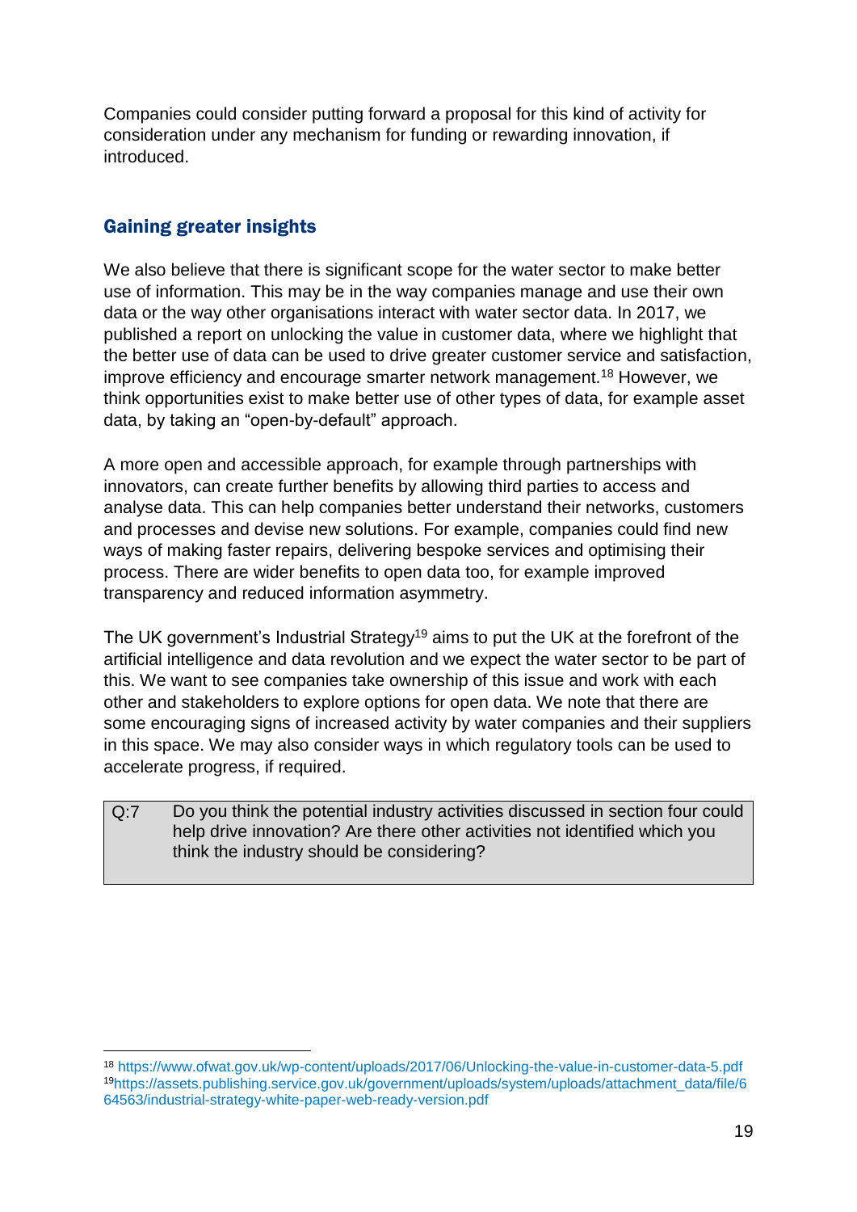Companies could consider putting forward a proposal for this kind of activity for consideration under any mechanism for funding or rewarding innovation, if introduced.

## Gaining greater insights

We also believe that there is significant scope for the water sector to make better use of information. This may be in the way companies manage and use their own data or the way other organisations interact with water sector data. In 2017, we published a report on unlocking the value in customer data, where we highlight that the better use of data can be used to drive greater customer service and satisfaction, improve efficiency and encourage smarter network management.[18] However, we think opportunities exist to make better use of other types of data, for example asset data, by taking an "open-by-default" approach.

A more open and accessible approach, for example through partnerships with innovators, can create further benefits by allowing third parties to access and analyse data. This can help companies better understand their networks, customers and processes and devise new solutions. For example, companies could find new ways of making faster repairs, delivering bespoke services and optimising their process. There are wider benefits to open data too, for example improved transparency and reduced information asymmetry.

The UK government's Industrial Strategy[19] aims to put the UK at the forefront of the artificial intelligence and data revolution and we expect the water sector to be part of this. We want to see companies take ownership of this issue and work with each other and stakeholders to explore options for open data. We note that there are some encouraging signs of increased activity by water companies and their suppliers in this space. We may also consider ways in which regulatory tools can be used to accelerate progress, if required.

| Q:7 | Do you think the potential industry activities discussed in section four could help drive innovation? Are there other activities not identified which you think the industry should be considering? |
|---|---|

[18] https://www.ofwat.gov.uk/wp-content/uploads/2017/06/Unlocking-the-value-in-customer-data-5.pdf

[19] https://assets.publishing.service.gov.uk/government/uploads/system/uploads/attachment_data/file/664563/industrial-strategy-white-paper-web-ready-version.pdf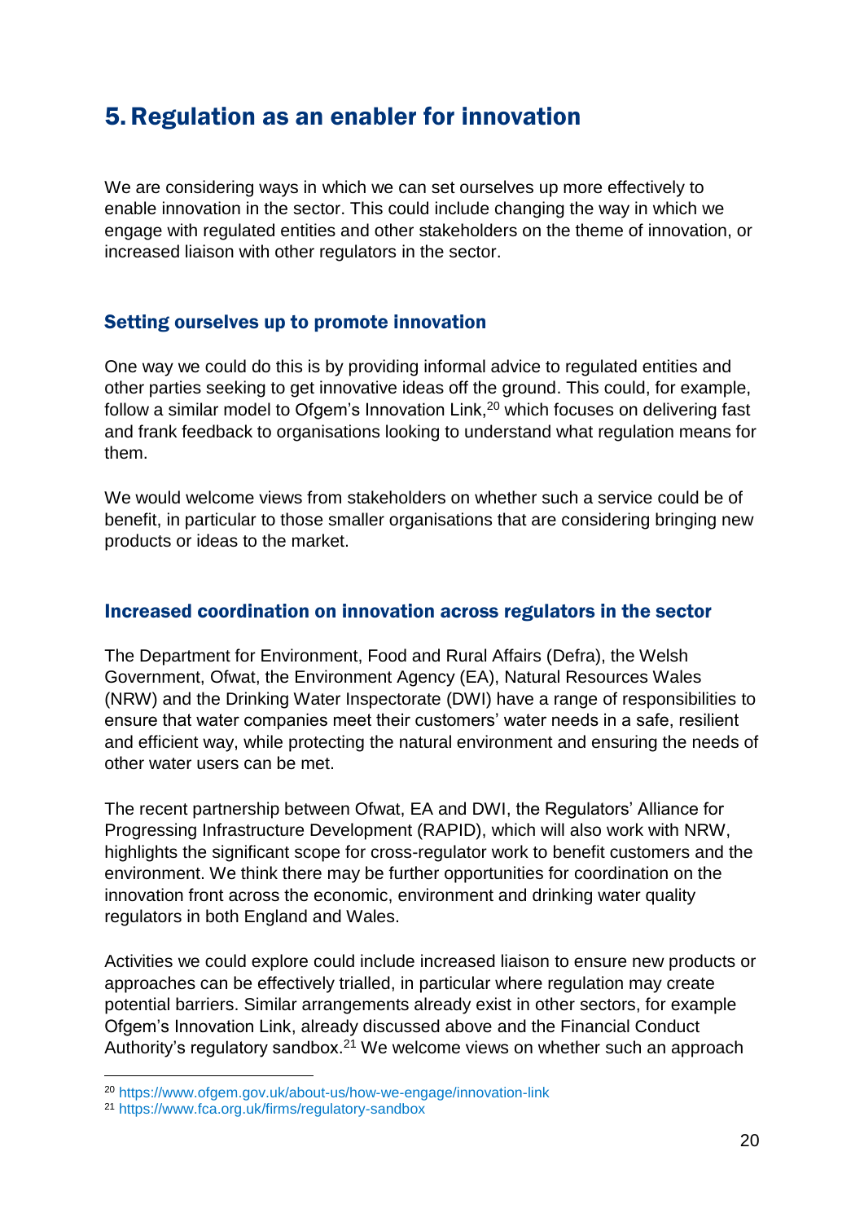# 5. Regulation as an enabler for innovation

We are considering ways in which we can set ourselves up more effectively to enable innovation in the sector. This could include changing the way in which we engage with regulated entities and other stakeholders on the theme of innovation, or increased liaison with other regulators in the sector.

## Setting ourselves up to promote innovation

One way we could do this is by providing informal advice to regulated entities and other parties seeking to get innovative ideas off the ground. This could, for example, follow a similar model to Ofgem's Innovation Link,[20] which focuses on delivering fast and frank feedback to organisations looking to understand what regulation means for them.

We would welcome views from stakeholders on whether such a service could be of benefit, in particular to those smaller organisations that are considering bringing new products or ideas to the market.

## Increased coordination on innovation across regulators in the sector

The Department for Environment, Food and Rural Affairs (Defra), the Welsh Government, Ofwat, the Environment Agency (EA), Natural Resources Wales (NRW) and the Drinking Water Inspectorate (DWI) have a range of responsibilities to ensure that water companies meet their customers' water needs in a safe, resilient and efficient way, while protecting the natural environment and ensuring the needs of other water users can be met.

The recent partnership between Ofwat, EA and DWI, the Regulators' Alliance for Progressing Infrastructure Development (RAPID), which will also work with NRW, highlights the significant scope for cross-regulator work to benefit customers and the environment. We think there may be further opportunities for coordination on the innovation front across the economic, environment and drinking water quality regulators in both England and Wales.

Activities we could explore could include increased liaison to ensure new products or approaches can be effectively trialled, in particular where regulation may create potential barriers. Similar arrangements already exist in other sectors, for example Ofgem's Innovation Link, already discussed above and the Financial Conduct Authority's regulatory sandbox.[21] We welcome views on whether such an approach

[20] https://www.ofgem.gov.uk/about-us/how-we-engage/innovation-link

[21] https://www.fca.org.uk/firms/regulatory-sandbox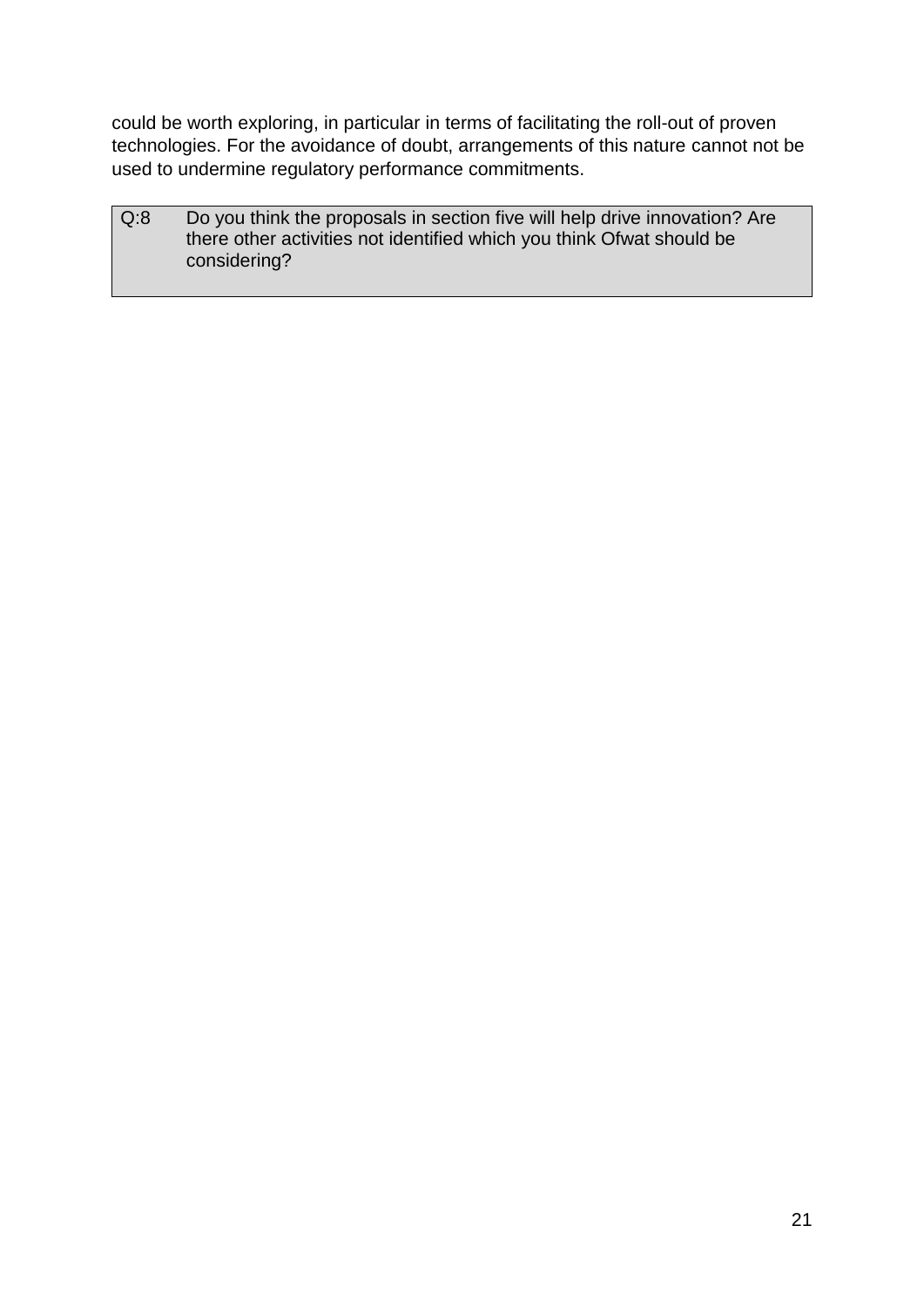could be worth exploring, in particular in terms of facilitating the roll-out of proven technologies. For the avoidance of doubt, arrangements of this nature cannot not be used to undermine regulatory performance commitments.

| Q:8 | Do you think the proposals in section five will help drive innovation? Are there other activities not identified which you think Ofwat should be considering? |
| --- | --- |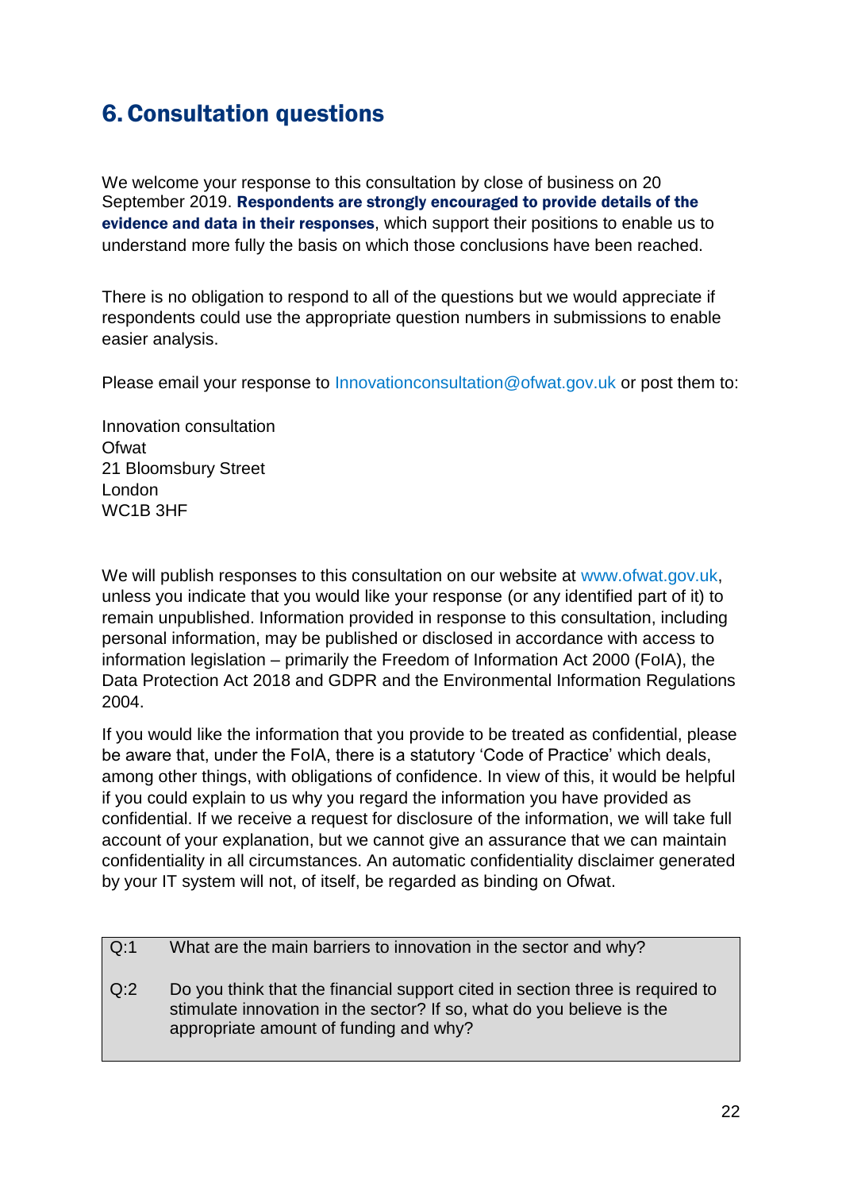## 6. Consultation questions

We welcome your response to this consultation by close of business on 20 September 2019. **Respondents are strongly encouraged to provide details of the evidence and data in their responses**, which support their positions to enable us to understand more fully the basis on which those conclusions have been reached.

There is no obligation to respond to all of the questions but we would appreciate if respondents could use the appropriate question numbers in submissions to enable easier analysis.

Please email your response to Innovationconsultation@ofwat.gov.uk or post them to:

Innovation consultation
Ofwat
21 Bloomsbury Street
London
WC1B 3HF

We will publish responses to this consultation on our website at www.ofwat.gov.uk, unless you indicate that you would like your response (or any identified part of it) to remain unpublished. Information provided in response to this consultation, including personal information, may be published or disclosed in accordance with access to information legislation – primarily the Freedom of Information Act 2000 (FoIA), the Data Protection Act 2018 and GDPR and the Environmental Information Regulations 2004.

If you would like the information that you provide to be treated as confidential, please be aware that, under the FoIA, there is a statutory 'Code of Practice' which deals, among other things, with obligations of confidence. In view of this, it would be helpful if you could explain to us why you regard the information you have provided as confidential. If we receive a request for disclosure of the information, we will take full account of your explanation, but we cannot give an assurance that we can maintain confidentiality in all circumstances. An automatic confidentiality disclaimer generated by your IT system will not, of itself, be regarded as binding on Ofwat.

| | |
|---|---|
| Q:1 | What are the main barriers to innovation in the sector and why? |
| Q:2 | Do you think that the financial support cited in section three is required to stimulate innovation in the sector? If so, what do you believe is the appropriate amount of funding and why? |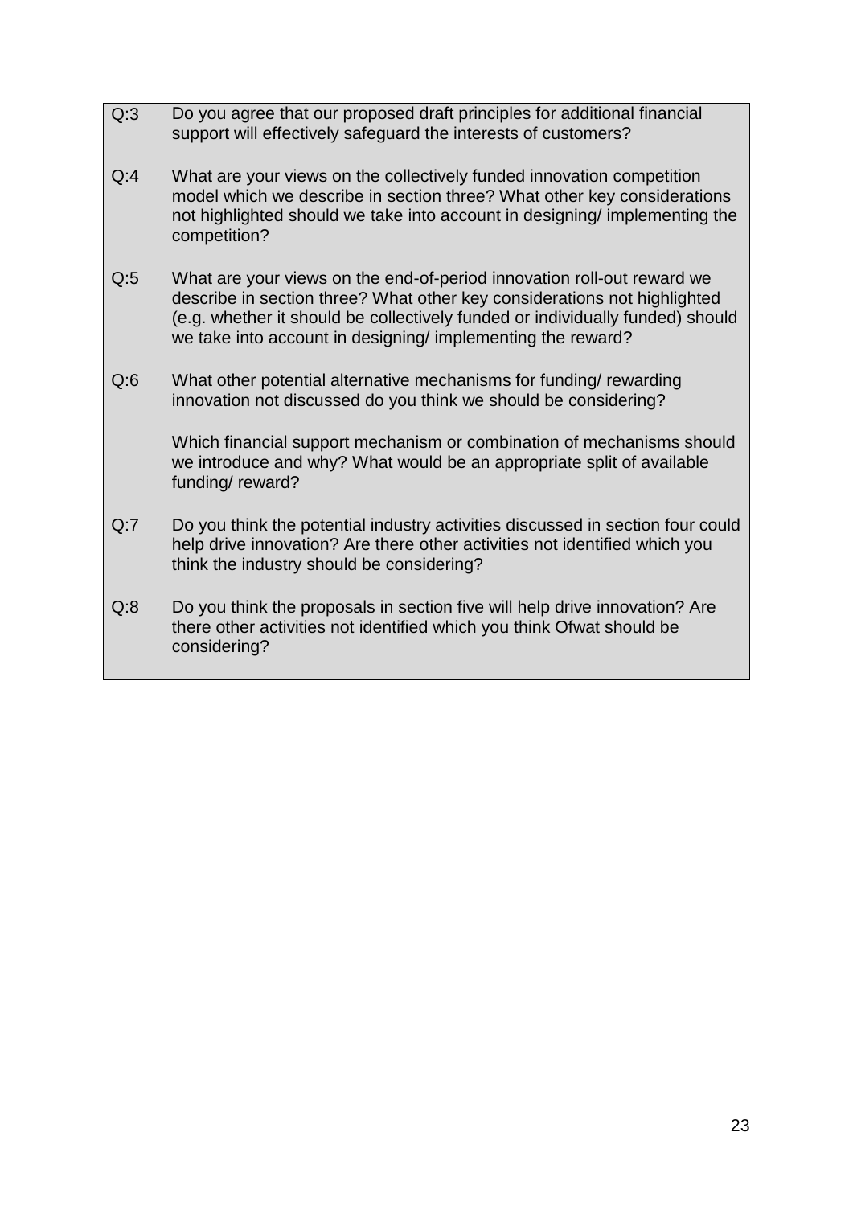Q:3 Do you agree that our proposed draft principles for additional financial support will effectively safeguard the interests of customers?

Q:4 What are your views on the collectively funded innovation competition model which we describe in section three? What other key considerations not highlighted should we take into account in designing/ implementing the competition?

Q:5 What are your views on the end-of-period innovation roll-out reward we describe in section three? What other key considerations not highlighted (e.g. whether it should be collectively funded or individually funded) should we take into account in designing/ implementing the reward?

Q:6 What other potential alternative mechanisms for funding/ rewarding innovation not discussed do you think we should be considering?

Which financial support mechanism or combination of mechanisms should we introduce and why? What would be an appropriate split of available funding/ reward?

Q:7 Do you think the potential industry activities discussed in section four could help drive innovation? Are there other activities not identified which you think the industry should be considering?

Q:8 Do you think the proposals in section five will help drive innovation? Are there other activities not identified which you think Ofwat should be considering?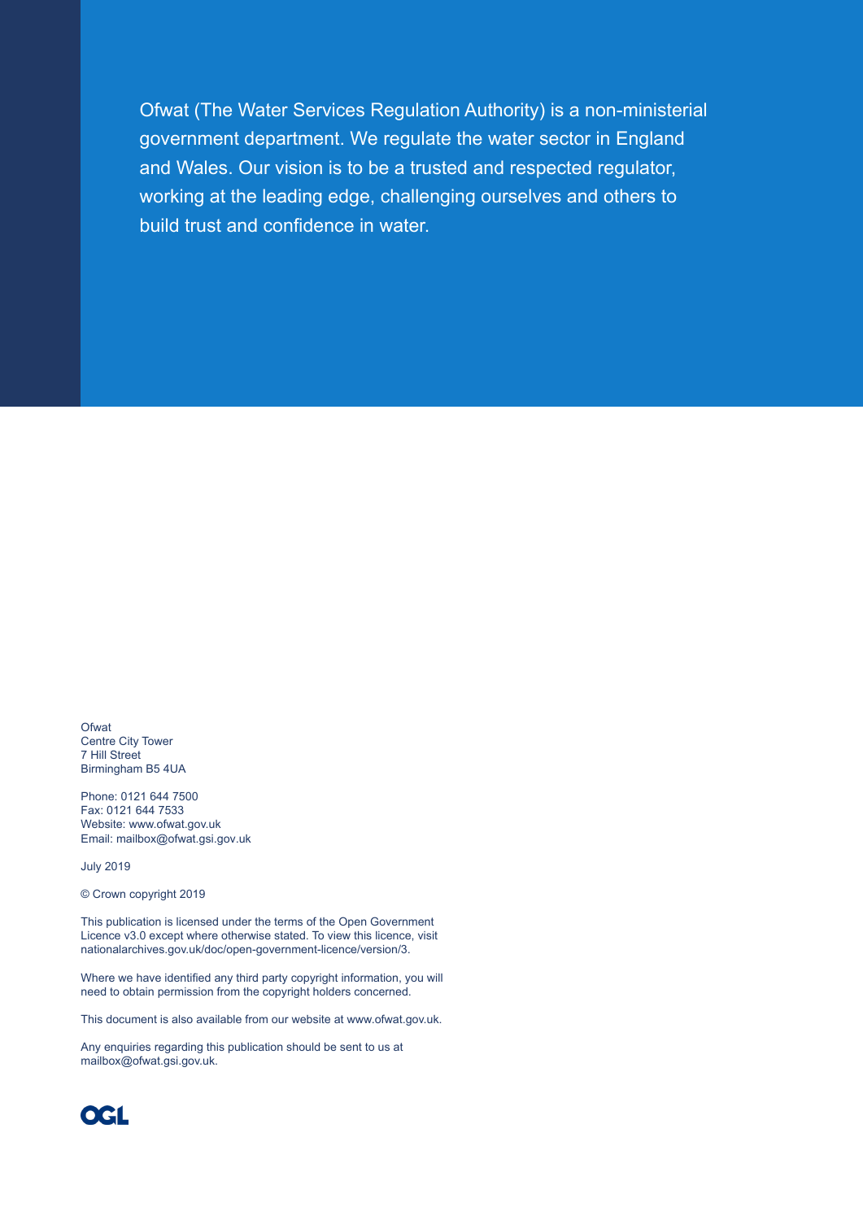Ofwat (The Water Services Regulation Authority) is a non-ministerial government department. We regulate the water sector in England and Wales. Our vision is to be a trusted and respected regulator, working at the leading edge, challenging ourselves and others to build trust and confidence in water.

Ofwat
Centre City Tower
7 Hill Street
Birmingham B5 4UA

Phone: 0121 644 7500
Fax: 0121 644 7533
Website: www.ofwat.gov.uk
Email: mailbox@ofwat.gsi.gov.uk

July 2019

© Crown copyright 2019

This publication is licensed under the terms of the Open Government Licence v3.0 except where otherwise stated. To view this licence, visit nationalarchives.gov.uk/doc/open-government-licence/version/3.

Where we have identified any third party copyright information, you will need to obtain permission from the copyright holders concerned.

This document is also available from our website at www.ofwat.gov.uk.

Any enquiries regarding this publication should be sent to us at mailbox@ofwat.gsi.gov.uk.

OGL